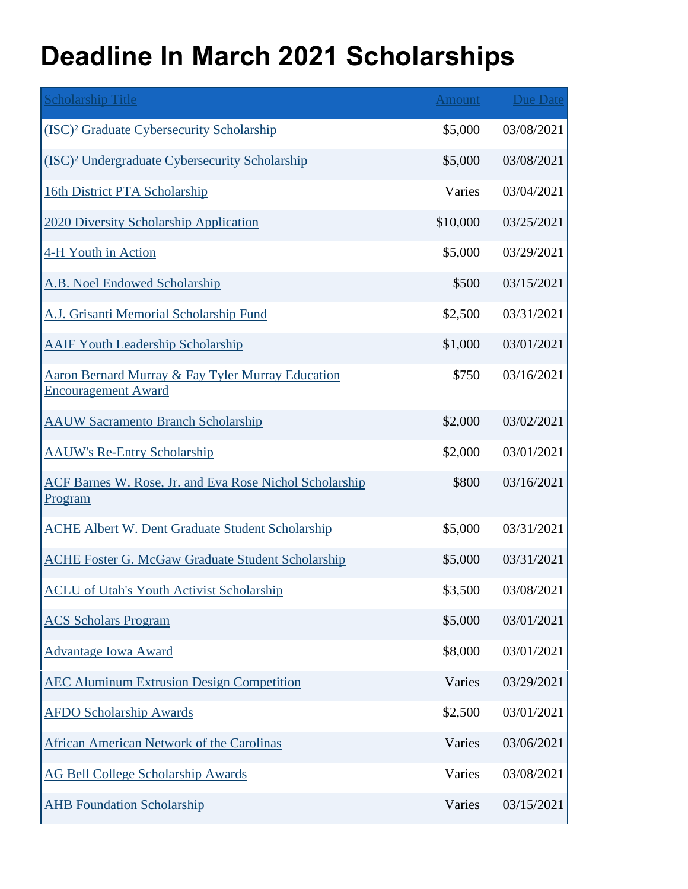# Deadline In March 2021 Scholarships

| Scholarship Title | Amount | Due Date |
| --- | --- | --- |
| (ISC)² Graduate Cybersecurity Scholarship | $5,000 | 03/08/2021 |
| (ISC)² Undergraduate Cybersecurity Scholarship | $5,000 | 03/08/2021 |
| 16th District PTA Scholarship | Varies | 03/04/2021 |
| 2020 Diversity Scholarship Application | $10,000 | 03/25/2021 |
| 4-H Youth in Action | $5,000 | 03/29/2021 |
| A.B. Noel Endowed Scholarship | $500 | 03/15/2021 |
| A.J. Grisanti Memorial Scholarship Fund | $2,500 | 03/31/2021 |
| AAIF Youth Leadership Scholarship | $1,000 | 03/01/2021 |
| Aaron Bernard Murray & Fay Tyler Murray Education Encouragement Award | $750 | 03/16/2021 |
| AAUW Sacramento Branch Scholarship | $2,000 | 03/02/2021 |
| AAUW's Re-Entry Scholarship | $2,000 | 03/01/2021 |
| ACF Barnes W. Rose, Jr. and Eva Rose Nichol Scholarship Program | $800 | 03/16/2021 |
| ACHE Albert W. Dent Graduate Student Scholarship | $5,000 | 03/31/2021 |
| ACHE Foster G. McGaw Graduate Student Scholarship | $5,000 | 03/31/2021 |
| ACLU of Utah's Youth Activist Scholarship | $3,500 | 03/08/2021 |
| ACS Scholars Program | $5,000 | 03/01/2021 |
| Advantage Iowa Award | $8,000 | 03/01/2021 |
| AEC Aluminum Extrusion Design Competition | Varies | 03/29/2021 |
| AFDO Scholarship Awards | $2,500 | 03/01/2021 |
| African American Network of the Carolinas | Varies | 03/06/2021 |
| AG Bell College Scholarship Awards | Varies | 03/08/2021 |
| AHB Foundation Scholarship | Varies | 03/15/2021 |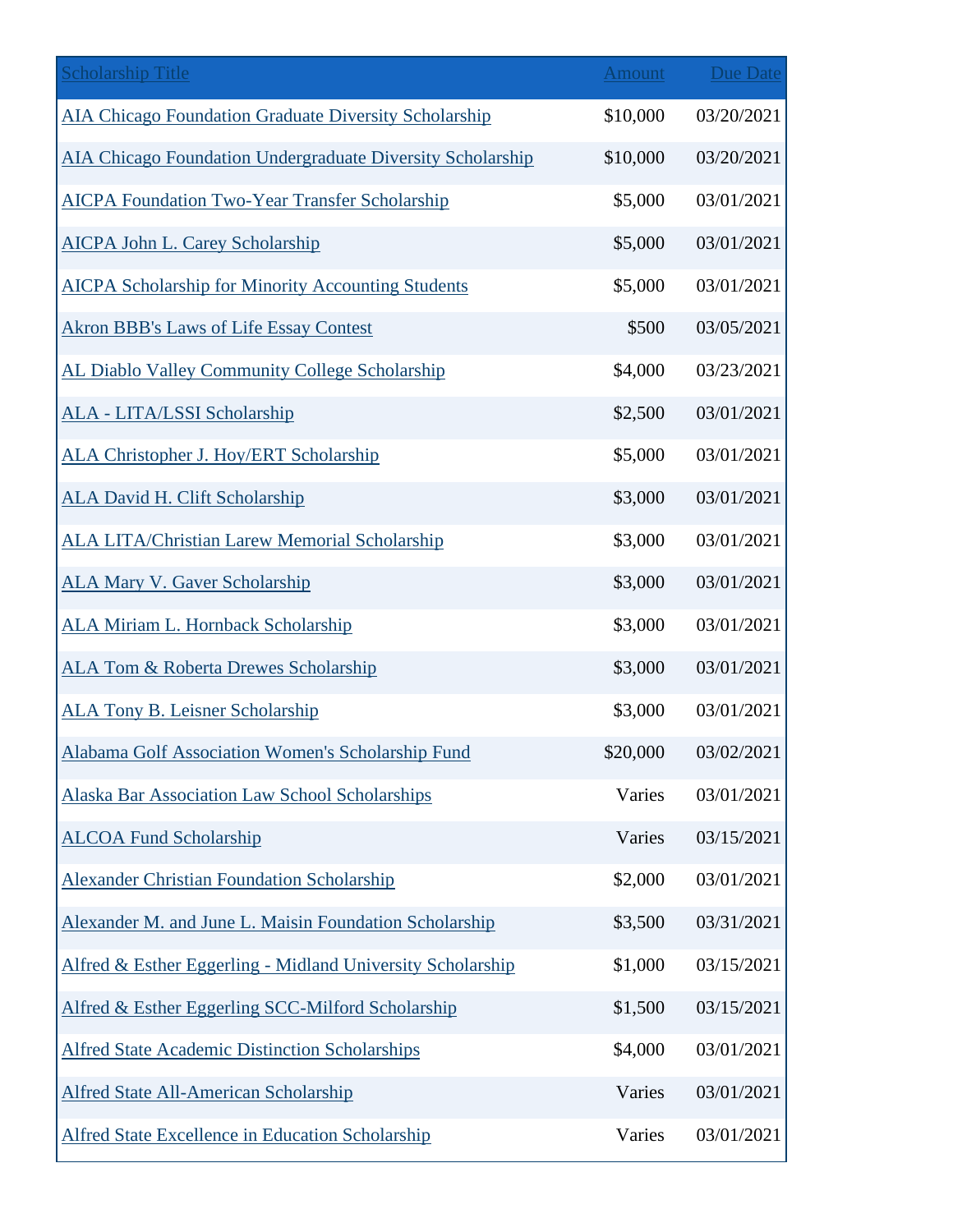| Scholarship Title | Amount | Due Date |
| --- | --- | --- |
| AIA Chicago Foundation Graduate Diversity Scholarship | $10,000 | 03/20/2021 |
| AIA Chicago Foundation Undergraduate Diversity Scholarship | $10,000 | 03/20/2021 |
| AICPA Foundation Two-Year Transfer Scholarship | $5,000 | 03/01/2021 |
| AICPA John L. Carey Scholarship | $5,000 | 03/01/2021 |
| AICPA Scholarship for Minority Accounting Students | $5,000 | 03/01/2021 |
| Akron BBB's Laws of Life Essay Contest | $500 | 03/05/2021 |
| AL Diablo Valley Community College Scholarship | $4,000 | 03/23/2021 |
| ALA - LITA/LSSI Scholarship | $2,500 | 03/01/2021 |
| ALA Christopher J. Hoy/ERT Scholarship | $5,000 | 03/01/2021 |
| ALA David H. Clift Scholarship | $3,000 | 03/01/2021 |
| ALA LITA/Christian Larew Memorial Scholarship | $3,000 | 03/01/2021 |
| ALA Mary V. Gaver Scholarship | $3,000 | 03/01/2021 |
| ALA Miriam L. Hornback Scholarship | $3,000 | 03/01/2021 |
| ALA Tom & Roberta Drewes Scholarship | $3,000 | 03/01/2021 |
| ALA Tony B. Leisner Scholarship | $3,000 | 03/01/2021 |
| Alabama Golf Association Women's Scholarship Fund | $20,000 | 03/02/2021 |
| Alaska Bar Association Law School Scholarships | Varies | 03/01/2021 |
| ALCOA Fund Scholarship | Varies | 03/15/2021 |
| Alexander Christian Foundation Scholarship | $2,000 | 03/01/2021 |
| Alexander M. and June L. Maisin Foundation Scholarship | $3,500 | 03/31/2021 |
| Alfred & Esther Eggerling - Midland University Scholarship | $1,000 | 03/15/2021 |
| Alfred & Esther Eggerling SCC-Milford Scholarship | $1,500 | 03/15/2021 |
| Alfred State Academic Distinction Scholarships | $4,000 | 03/01/2021 |
| Alfred State All-American Scholarship | Varies | 03/01/2021 |
| Alfred State Excellence in Education Scholarship | Varies | 03/01/2021 |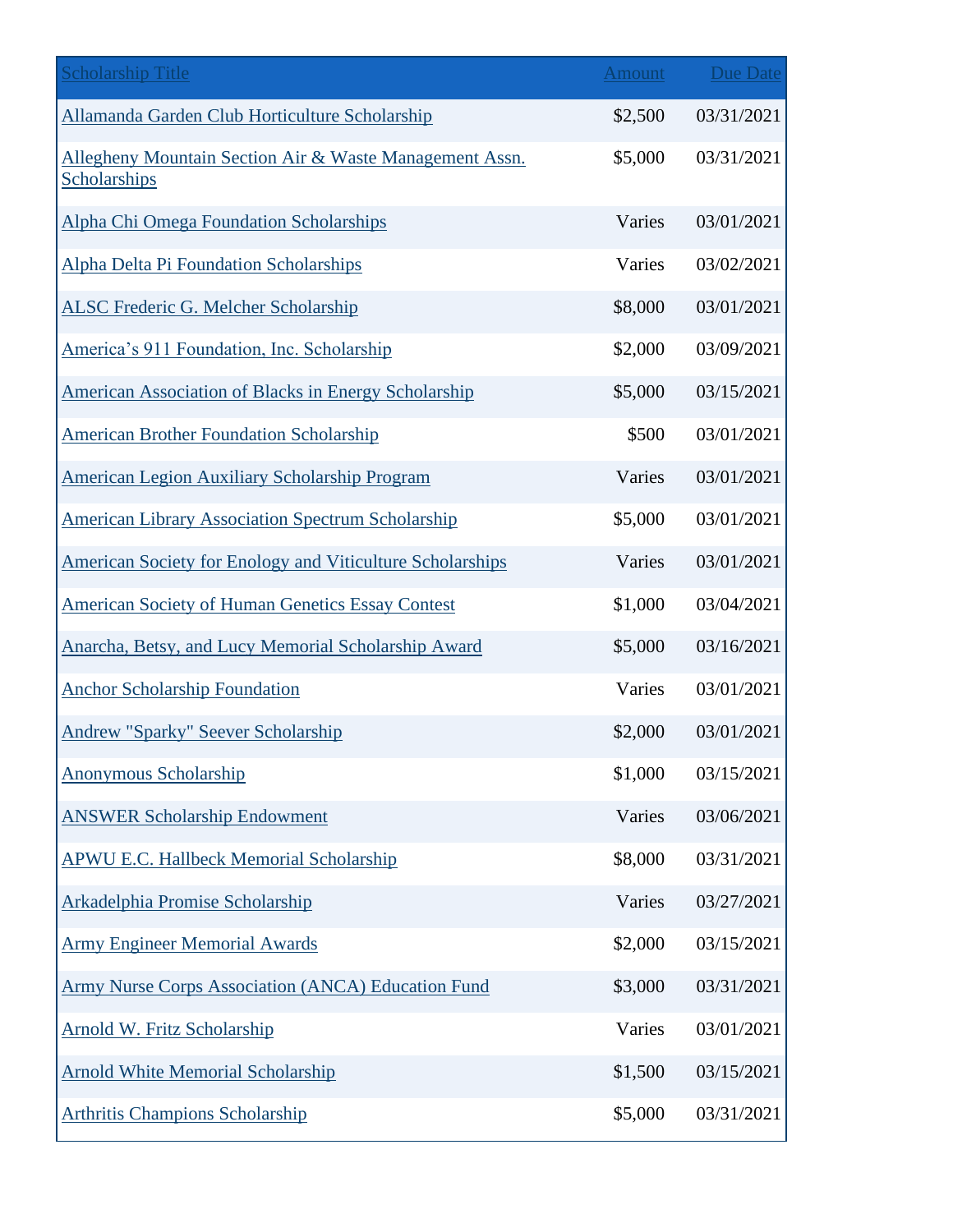| Scholarship Title | Amount | Due Date |
| --- | --- | --- |
| Allamanda Garden Club Horticulture Scholarship | $2,500 | 03/31/2021 |
| Allegheny Mountain Section Air & Waste Management Assn. Scholarships | $5,000 | 03/31/2021 |
| Alpha Chi Omega Foundation Scholarships | Varies | 03/01/2021 |
| Alpha Delta Pi Foundation Scholarships | Varies | 03/02/2021 |
| ALSC Frederic G. Melcher Scholarship | $8,000 | 03/01/2021 |
| America’s 911 Foundation, Inc. Scholarship | $2,000 | 03/09/2021 |
| American Association of Blacks in Energy Scholarship | $5,000 | 03/15/2021 |
| American Brother Foundation Scholarship | $500 | 03/01/2021 |
| American Legion Auxiliary Scholarship Program | Varies | 03/01/2021 |
| American Library Association Spectrum Scholarship | $5,000 | 03/01/2021 |
| American Society for Enology and Viticulture Scholarships | Varies | 03/01/2021 |
| American Society of Human Genetics Essay Contest | $1,000 | 03/04/2021 |
| Anarcha, Betsy, and Lucy Memorial Scholarship Award | $5,000 | 03/16/2021 |
| Anchor Scholarship Foundation | Varies | 03/01/2021 |
| Andrew "Sparky" Seever Scholarship | $2,000 | 03/01/2021 |
| Anonymous Scholarship | $1,000 | 03/15/2021 |
| ANSWER Scholarship Endowment | Varies | 03/06/2021 |
| APWU E.C. Hallbeck Memorial Scholarship | $8,000 | 03/31/2021 |
| Arkadelphia Promise Scholarship | Varies | 03/27/2021 |
| Army Engineer Memorial Awards | $2,000 | 03/15/2021 |
| Army Nurse Corps Association (ANCA) Education Fund | $3,000 | 03/31/2021 |
| Arnold W. Fritz Scholarship | Varies | 03/01/2021 |
| Arnold White Memorial Scholarship | $1,500 | 03/15/2021 |
| Arthritis Champions Scholarship | $5,000 | 03/31/2021 |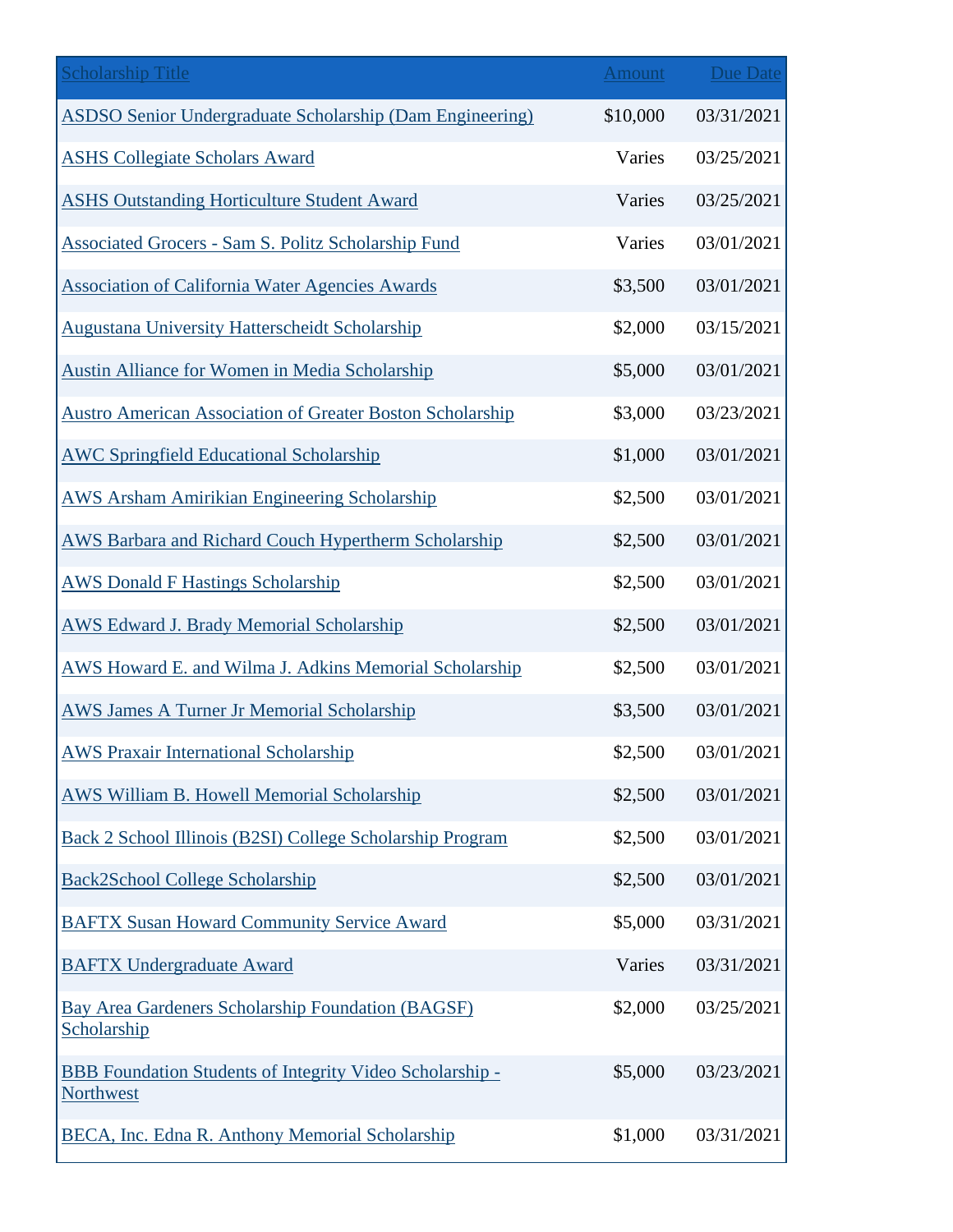| Scholarship Title | Amount | Due Date |
| --- | --- | --- |
| ASDSO Senior Undergraduate Scholarship (Dam Engineering) | $10,000 | 03/31/2021 |
| ASHS Collegiate Scholars Award | Varies | 03/25/2021 |
| ASHS Outstanding Horticulture Student Award | Varies | 03/25/2021 |
| Associated Grocers - Sam S. Politz Scholarship Fund | Varies | 03/01/2021 |
| Association of California Water Agencies Awards | $3,500 | 03/01/2021 |
| Augustana University Hatterscheidt Scholarship | $2,000 | 03/15/2021 |
| Austin Alliance for Women in Media Scholarship | $5,000 | 03/01/2021 |
| Austro American Association of Greater Boston Scholarship | $3,000 | 03/23/2021 |
| AWC Springfield Educational Scholarship | $1,000 | 03/01/2021 |
| AWS Arsham Amirikian Engineering Scholarship | $2,500 | 03/01/2021 |
| AWS Barbara and Richard Couch Hypertherm Scholarship | $2,500 | 03/01/2021 |
| AWS Donald F Hastings Scholarship | $2,500 | 03/01/2021 |
| AWS Edward J. Brady Memorial Scholarship | $2,500 | 03/01/2021 |
| AWS Howard E. and Wilma J. Adkins Memorial Scholarship | $2,500 | 03/01/2021 |
| AWS James A Turner Jr Memorial Scholarship | $3,500 | 03/01/2021 |
| AWS Praxair International Scholarship | $2,500 | 03/01/2021 |
| AWS William B. Howell Memorial Scholarship | $2,500 | 03/01/2021 |
| Back 2 School Illinois (B2SI) College Scholarship Program | $2,500 | 03/01/2021 |
| Back2School College Scholarship | $2,500 | 03/01/2021 |
| BAFTX Susan Howard Community Service Award | $5,000 | 03/31/2021 |
| BAFTX Undergraduate Award | Varies | 03/31/2021 |
| Bay Area Gardeners Scholarship Foundation (BAGSF) Scholarship | $2,000 | 03/25/2021 |
| BBB Foundation Students of Integrity Video Scholarship - Northwest | $5,000 | 03/23/2021 |
| BECA, Inc. Edna R. Anthony Memorial Scholarship | $1,000 | 03/31/2021 |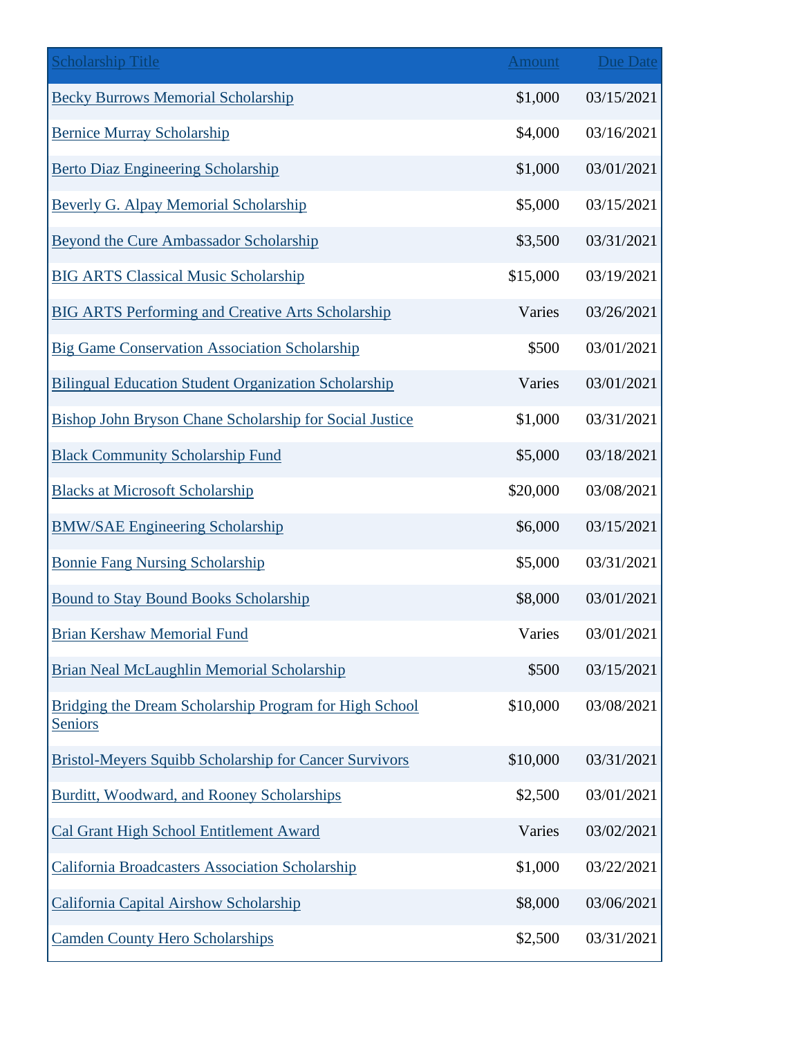| Scholarship Title | Amount | Due Date |
|---|---|---|
| Becky Burrows Memorial Scholarship | $1,000 | 03/15/2021 |
| Bernice Murray Scholarship | $4,000 | 03/16/2021 |
| Berto Diaz Engineering Scholarship | $1,000 | 03/01/2021 |
| Beverly G. Alpay Memorial Scholarship | $5,000 | 03/15/2021 |
| Beyond the Cure Ambassador Scholarship | $3,500 | 03/31/2021 |
| BIG ARTS Classical Music Scholarship | $15,000 | 03/19/2021 |
| BIG ARTS Performing and Creative Arts Scholarship | Varies | 03/26/2021 |
| Big Game Conservation Association Scholarship | $500 | 03/01/2021 |
| Bilingual Education Student Organization Scholarship | Varies | 03/01/2021 |
| Bishop John Bryson Chane Scholarship for Social Justice | $1,000 | 03/31/2021 |
| Black Community Scholarship Fund | $5,000 | 03/18/2021 |
| Blacks at Microsoft Scholarship | $20,000 | 03/08/2021 |
| BMW/SAE Engineering Scholarship | $6,000 | 03/15/2021 |
| Bonnie Fang Nursing Scholarship | $5,000 | 03/31/2021 |
| Bound to Stay Bound Books Scholarship | $8,000 | 03/01/2021 |
| Brian Kershaw Memorial Fund | Varies | 03/01/2021 |
| Brian Neal McLaughlin Memorial Scholarship | $500 | 03/15/2021 |
| Bridging the Dream Scholarship Program for High School Seniors | $10,000 | 03/08/2021 |
| Bristol-Meyers Squibb Scholarship for Cancer Survivors | $10,000 | 03/31/2021 |
| Burditt, Woodward, and Rooney Scholarships | $2,500 | 03/01/2021 |
| Cal Grant High School Entitlement Award | Varies | 03/02/2021 |
| California Broadcasters Association Scholarship | $1,000 | 03/22/2021 |
| California Capital Airshow Scholarship | $8,000 | 03/06/2021 |
| Camden County Hero Scholarships | $2,500 | 03/31/2021 |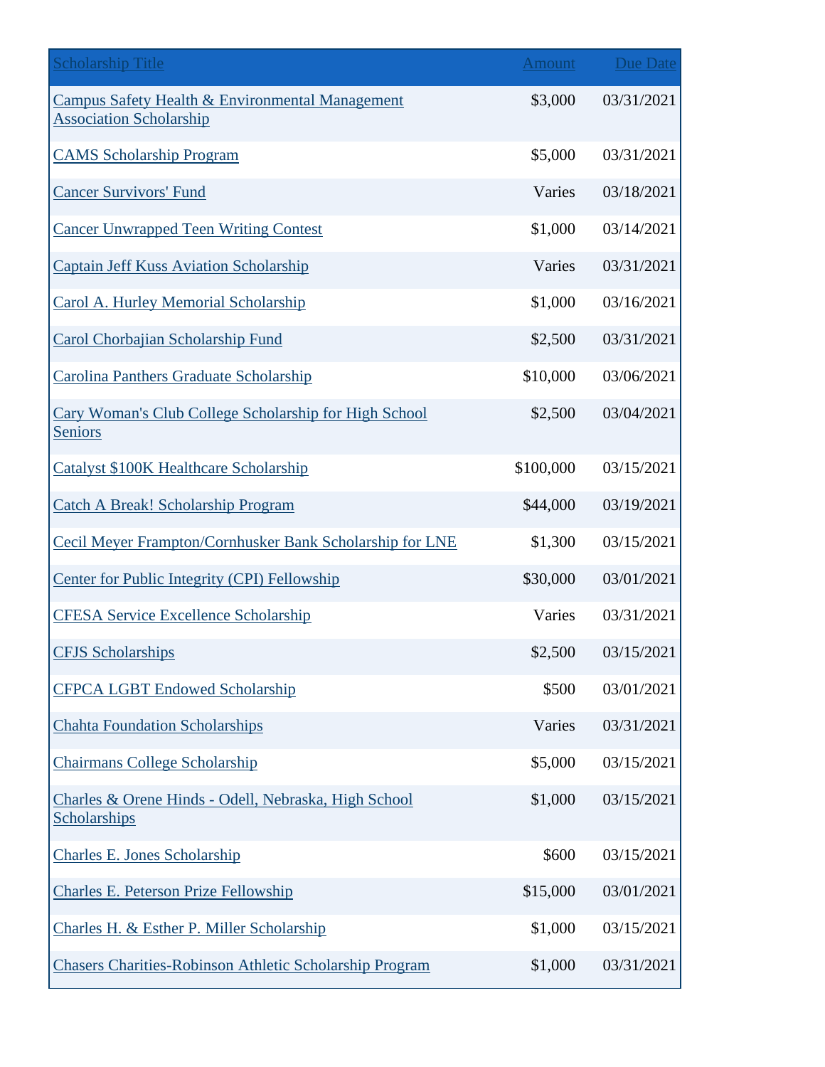| Scholarship Title | Amount | Due Date |
|---|---|---|
| Campus Safety Health & Environmental Management Association Scholarship | $3,000 | 03/31/2021 |
| CAMS Scholarship Program | $5,000 | 03/31/2021 |
| Cancer Survivors' Fund | Varies | 03/18/2021 |
| Cancer Unwrapped Teen Writing Contest | $1,000 | 03/14/2021 |
| Captain Jeff Kuss Aviation Scholarship | Varies | 03/31/2021 |
| Carol A. Hurley Memorial Scholarship | $1,000 | 03/16/2021 |
| Carol Chorbajian Scholarship Fund | $2,500 | 03/31/2021 |
| Carolina Panthers Graduate Scholarship | $10,000 | 03/06/2021 |
| Cary Woman's Club College Scholarship for High School Seniors | $2,500 | 03/04/2021 |
| Catalyst $100K Healthcare Scholarship | $100,000 | 03/15/2021 |
| Catch A Break! Scholarship Program | $44,000 | 03/19/2021 |
| Cecil Meyer Frampton/Cornhusker Bank Scholarship for LNE | $1,300 | 03/15/2021 |
| Center for Public Integrity (CPI) Fellowship | $30,000 | 03/01/2021 |
| CFESA Service Excellence Scholarship | Varies | 03/31/2021 |
| CFJS Scholarships | $2,500 | 03/15/2021 |
| CFPCA LGBT Endowed Scholarship | $500 | 03/01/2021 |
| Chahta Foundation Scholarships | Varies | 03/31/2021 |
| Chairmans College Scholarship | $5,000 | 03/15/2021 |
| Charles & Orene Hinds - Odell, Nebraska, High School Scholarships | $1,000 | 03/15/2021 |
| Charles E. Jones Scholarship | $600 | 03/15/2021 |
| Charles E. Peterson Prize Fellowship | $15,000 | 03/01/2021 |
| Charles H. & Esther P. Miller Scholarship | $1,000 | 03/15/2021 |
| Chasers Charities-Robinson Athletic Scholarship Program | $1,000 | 03/31/2021 |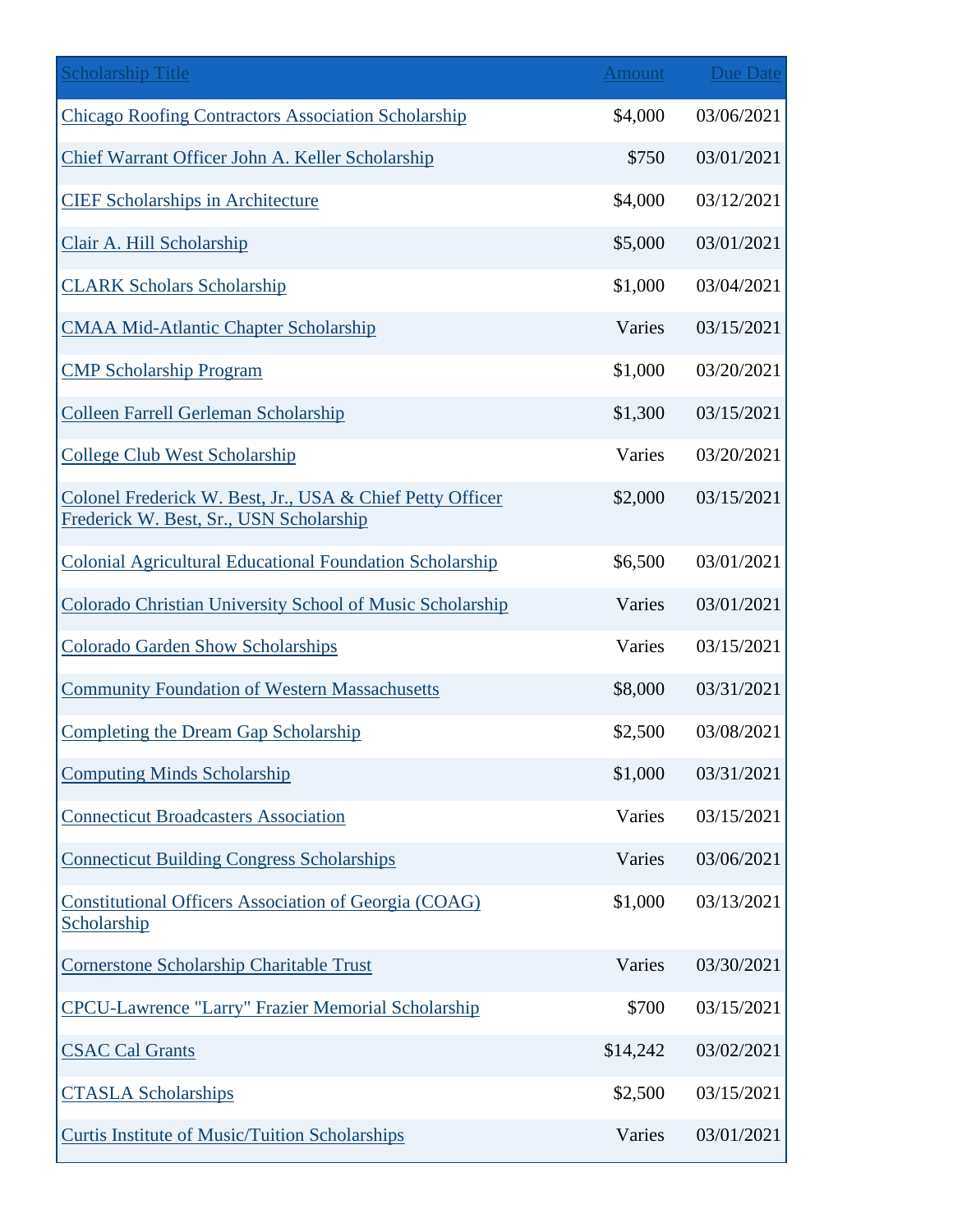| Scholarship Title | Amount | Due Date |
| --- | --- | --- |
| Chicago Roofing Contractors Association Scholarship | $4,000 | 03/06/2021 |
| Chief Warrant Officer John A. Keller Scholarship | $750 | 03/01/2021 |
| CIEF Scholarships in Architecture | $4,000 | 03/12/2021 |
| Clair A. Hill Scholarship | $5,000 | 03/01/2021 |
| CLARK Scholars Scholarship | $1,000 | 03/04/2021 |
| CMAA Mid-Atlantic Chapter Scholarship | Varies | 03/15/2021 |
| CMP Scholarship Program | $1,000 | 03/20/2021 |
| Colleen Farrell Gerleman Scholarship | $1,300 | 03/15/2021 |
| College Club West Scholarship | Varies | 03/20/2021 |
| Colonel Frederick W. Best, Jr., USA & Chief Petty Officer Frederick W. Best, Sr., USN Scholarship | $2,000 | 03/15/2021 |
| Colonial Agricultural Educational Foundation Scholarship | $6,500 | 03/01/2021 |
| Colorado Christian University School of Music Scholarship | Varies | 03/01/2021 |
| Colorado Garden Show Scholarships | Varies | 03/15/2021 |
| Community Foundation of Western Massachusetts | $8,000 | 03/31/2021 |
| Completing the Dream Gap Scholarship | $2,500 | 03/08/2021 |
| Computing Minds Scholarship | $1,000 | 03/31/2021 |
| Connecticut Broadcasters Association | Varies | 03/15/2021 |
| Connecticut Building Congress Scholarships | Varies | 03/06/2021 |
| Constitutional Officers Association of Georgia (COAG) Scholarship | $1,000 | 03/13/2021 |
| Cornerstone Scholarship Charitable Trust | Varies | 03/30/2021 |
| CPCU-Lawrence "Larry" Frazier Memorial Scholarship | $700 | 03/15/2021 |
| CSAC Cal Grants | $14,242 | 03/02/2021 |
| CTASLA Scholarships | $2,500 | 03/15/2021 |
| Curtis Institute of Music/Tuition Scholarships | Varies | 03/01/2021 |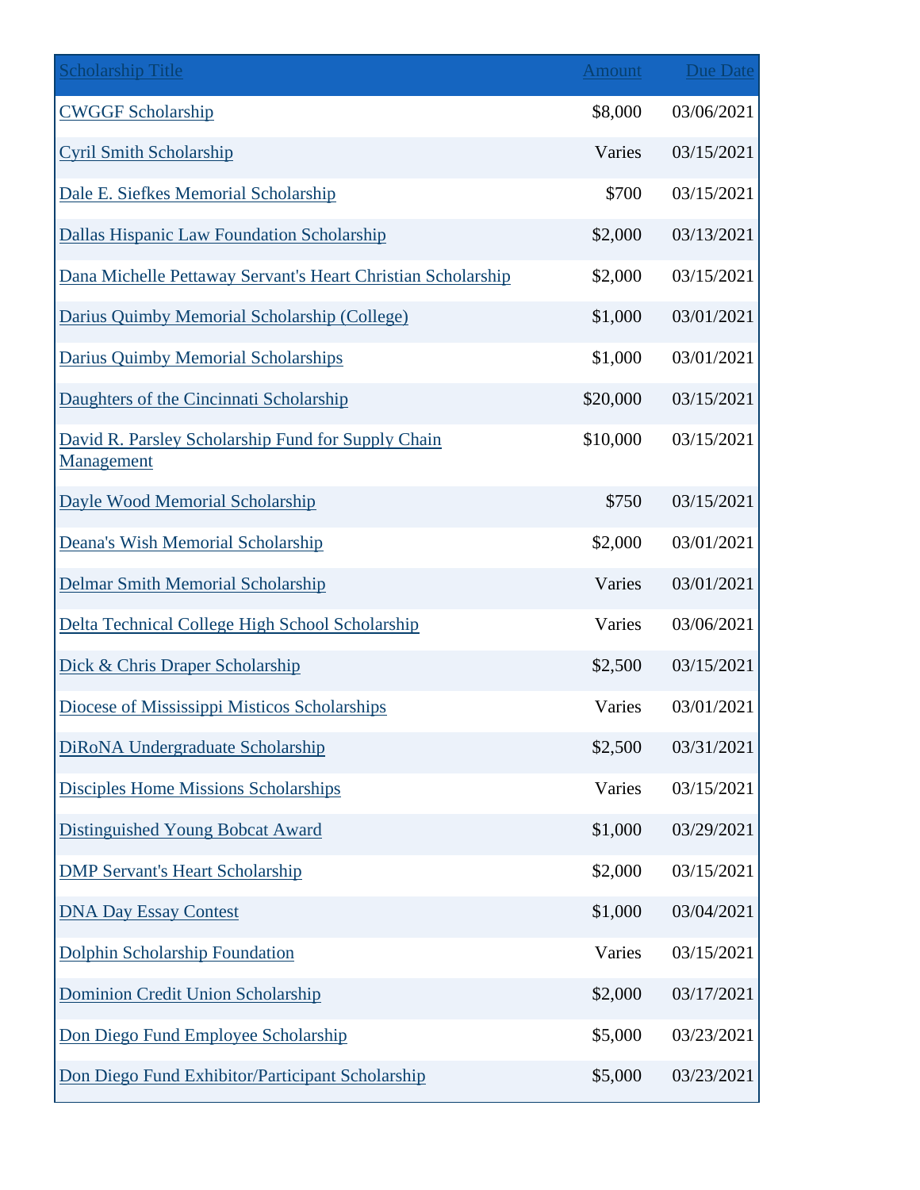| Scholarship Title | Amount | Due Date |
|---|---|---|
| CWGGF Scholarship | $8,000 | 03/06/2021 |
| Cyril Smith Scholarship | Varies | 03/15/2021 |
| Dale E. Siefkes Memorial Scholarship | $700 | 03/15/2021 |
| Dallas Hispanic Law Foundation Scholarship | $2,000 | 03/13/2021 |
| Dana Michelle Pettaway Servant's Heart Christian Scholarship | $2,000 | 03/15/2021 |
| Darius Quimby Memorial Scholarship (College) | $1,000 | 03/01/2021 |
| Darius Quimby Memorial Scholarships | $1,000 | 03/01/2021 |
| Daughters of the Cincinnati Scholarship | $20,000 | 03/15/2021 |
| David R. Parsley Scholarship Fund for Supply Chain Management | $10,000 | 03/15/2021 |
| Dayle Wood Memorial Scholarship | $750 | 03/15/2021 |
| Deana's Wish Memorial Scholarship | $2,000 | 03/01/2021 |
| Delmar Smith Memorial Scholarship | Varies | 03/01/2021 |
| Delta Technical College High School Scholarship | Varies | 03/06/2021 |
| Dick & Chris Draper Scholarship | $2,500 | 03/15/2021 |
| Diocese of Mississippi Misticos Scholarships | Varies | 03/01/2021 |
| DiRoNA Undergraduate Scholarship | $2,500 | 03/31/2021 |
| Disciples Home Missions Scholarships | Varies | 03/15/2021 |
| Distinguished Young Bobcat Award | $1,000 | 03/29/2021 |
| DMP Servant's Heart Scholarship | $2,000 | 03/15/2021 |
| DNA Day Essay Contest | $1,000 | 03/04/2021 |
| Dolphin Scholarship Foundation | Varies | 03/15/2021 |
| Dominion Credit Union Scholarship | $2,000 | 03/17/2021 |
| Don Diego Fund Employee Scholarship | $5,000 | 03/23/2021 |
| Don Diego Fund Exhibitor/Participant Scholarship | $5,000 | 03/23/2021 |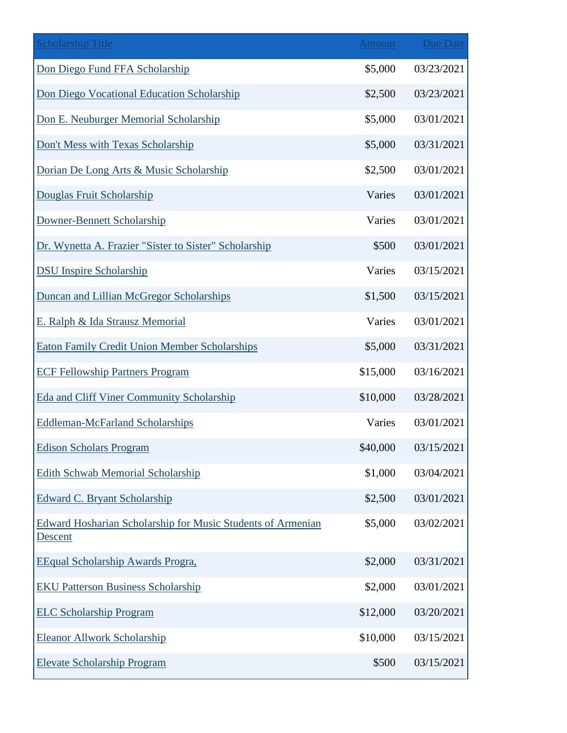| Scholarship Title | Amount | Due Date |
|---|---|---|
| Don Diego Fund FFA Scholarship | $5,000 | 03/23/2021 |
| Don Diego Vocational Education Scholarship | $2,500 | 03/23/2021 |
| Don E. Neuburger Memorial Scholarship | $5,000 | 03/01/2021 |
| Don't Mess with Texas Scholarship | $5,000 | 03/31/2021 |
| Dorian De Long Arts & Music Scholarship | $2,500 | 03/01/2021 |
| Douglas Fruit Scholarship | Varies | 03/01/2021 |
| Downer-Bennett Scholarship | Varies | 03/01/2021 |
| Dr. Wynetta A. Frazier "Sister to Sister" Scholarship | $500 | 03/01/2021 |
| DSU Inspire Scholarship | Varies | 03/15/2021 |
| Duncan and Lillian McGregor Scholarships | $1,500 | 03/15/2021 |
| E. Ralph & Ida Strausz Memorial | Varies | 03/01/2021 |
| Eaton Family Credit Union Member Scholarships | $5,000 | 03/31/2021 |
| ECF Fellowship Partners Program | $15,000 | 03/16/2021 |
| Eda and Cliff Viner Community Scholarship | $10,000 | 03/28/2021 |
| Eddleman-McFarland Scholarships | Varies | 03/01/2021 |
| Edison Scholars Program | $40,000 | 03/15/2021 |
| Edith Schwab Memorial Scholarship | $1,000 | 03/04/2021 |
| Edward C. Bryant Scholarship | $2,500 | 03/01/2021 |
| Edward Hosharian Scholarship for Music Students of Armenian Descent | $5,000 | 03/02/2021 |
| EEqual Scholarship Awards Progra, | $2,000 | 03/31/2021 |
| EKU Patterson Business Scholarship | $2,000 | 03/01/2021 |
| ELC Scholarship Program | $12,000 | 03/20/2021 |
| Eleanor Allwork Scholarship | $10,000 | 03/15/2021 |
| Elevate Scholarship Program | $500 | 03/15/2021 |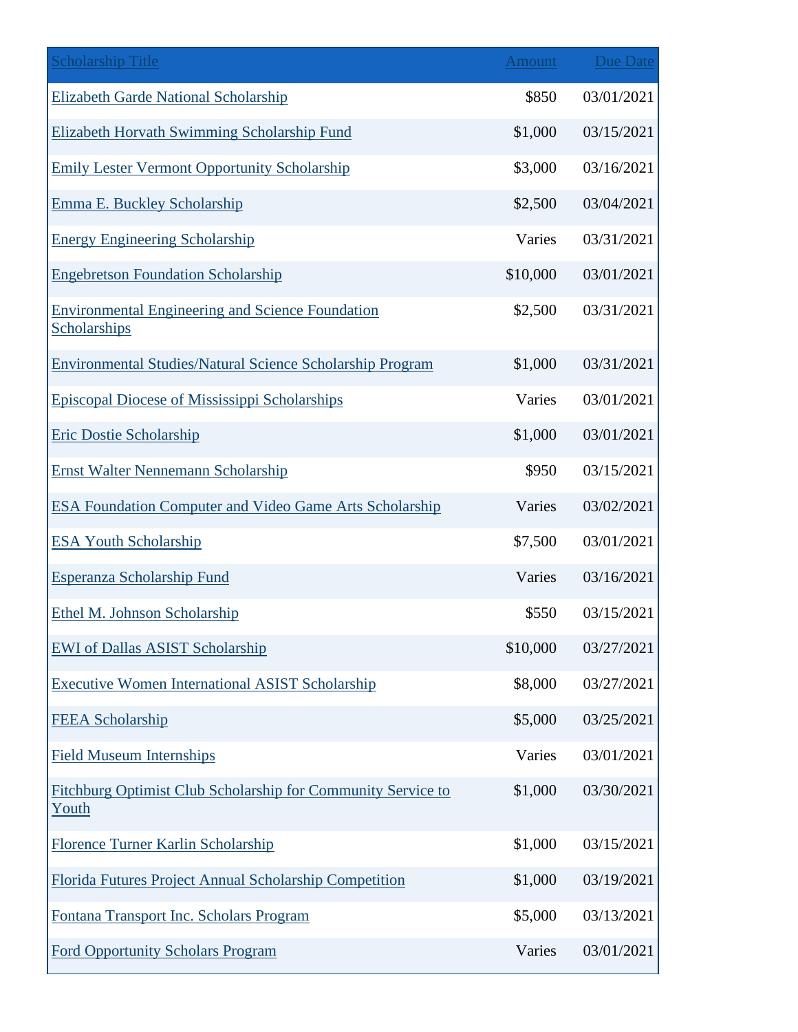| Scholarship Title | Amount | Due Date |
| --- | --- | --- |
| Elizabeth Garde National Scholarship | $850 | 03/01/2021 |
| Elizabeth Horvath Swimming Scholarship Fund | $1,000 | 03/15/2021 |
| Emily Lester Vermont Opportunity Scholarship | $3,000 | 03/16/2021 |
| Emma E. Buckley Scholarship | $2,500 | 03/04/2021 |
| Energy Engineering Scholarship | Varies | 03/31/2021 |
| Engebretson Foundation Scholarship | $10,000 | 03/01/2021 |
| Environmental Engineering and Science Foundation Scholarships | $2,500 | 03/31/2021 |
| Environmental Studies/Natural Science Scholarship Program | $1,000 | 03/31/2021 |
| Episcopal Diocese of Mississippi Scholarships | Varies | 03/01/2021 |
| Eric Dostie Scholarship | $1,000 | 03/01/2021 |
| Ernst Walter Nennemann Scholarship | $950 | 03/15/2021 |
| ESA Foundation Computer and Video Game Arts Scholarship | Varies | 03/02/2021 |
| ESA Youth Scholarship | $7,500 | 03/01/2021 |
| Esperanza Scholarship Fund | Varies | 03/16/2021 |
| Ethel M. Johnson Scholarship | $550 | 03/15/2021 |
| EWI of Dallas ASIST Scholarship | $10,000 | 03/27/2021 |
| Executive Women International ASIST Scholarship | $8,000 | 03/27/2021 |
| FEEA Scholarship | $5,000 | 03/25/2021 |
| Field Museum Internships | Varies | 03/01/2021 |
| Fitchburg Optimist Club Scholarship for Community Service to Youth | $1,000 | 03/30/2021 |
| Florence Turner Karlin Scholarship | $1,000 | 03/15/2021 |
| Florida Futures Project Annual Scholarship Competition | $1,000 | 03/19/2021 |
| Fontana Transport Inc. Scholars Program | $5,000 | 03/13/2021 |
| Ford Opportunity Scholars Program | Varies | 03/01/2021 |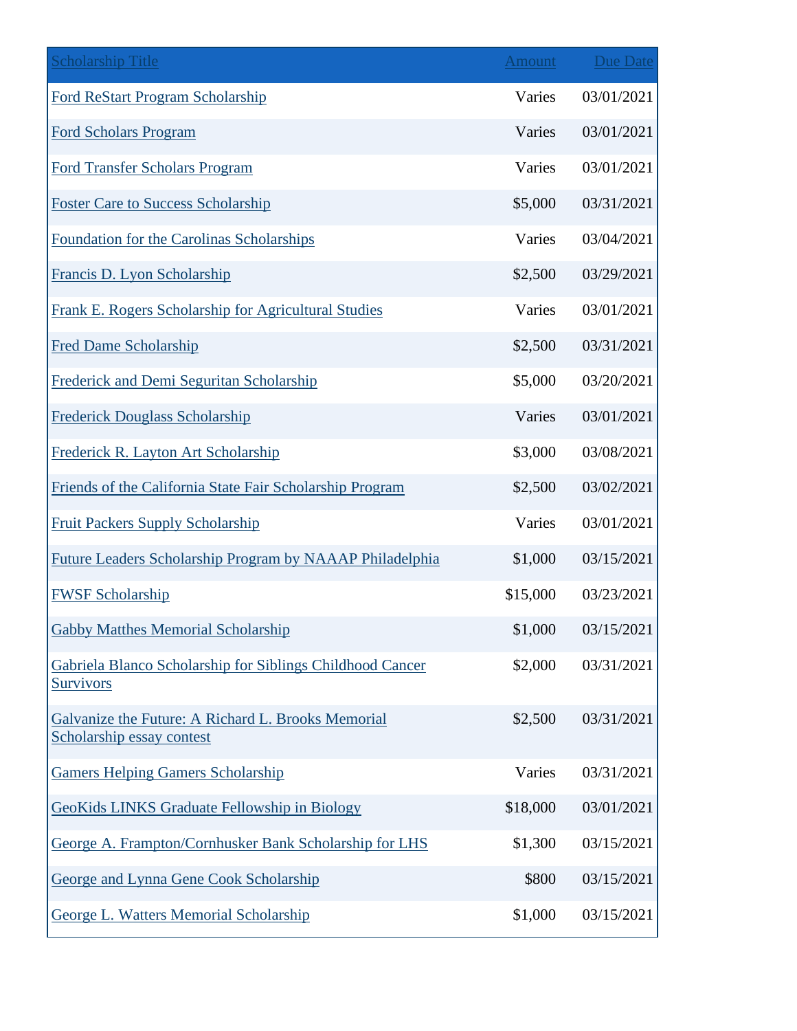| Scholarship Title | Amount | Due Date |
| --- | --- | --- |
| Ford ReStart Program Scholarship | Varies | 03/01/2021 |
| Ford Scholars Program | Varies | 03/01/2021 |
| Ford Transfer Scholars Program | Varies | 03/01/2021 |
| Foster Care to Success Scholarship | $5,000 | 03/31/2021 |
| Foundation for the Carolinas Scholarships | Varies | 03/04/2021 |
| Francis D. Lyon Scholarship | $2,500 | 03/29/2021 |
| Frank E. Rogers Scholarship for Agricultural Studies | Varies | 03/01/2021 |
| Fred Dame Scholarship | $2,500 | 03/31/2021 |
| Frederick and Demi Seguritan Scholarship | $5,000 | 03/20/2021 |
| Frederick Douglass Scholarship | Varies | 03/01/2021 |
| Frederick R. Layton Art Scholarship | $3,000 | 03/08/2021 |
| Friends of the California State Fair Scholarship Program | $2,500 | 03/02/2021 |
| Fruit Packers Supply Scholarship | Varies | 03/01/2021 |
| Future Leaders Scholarship Program by NAAAP Philadelphia | $1,000 | 03/15/2021 |
| FWSF Scholarship | $15,000 | 03/23/2021 |
| Gabby Matthes Memorial Scholarship | $1,000 | 03/15/2021 |
| Gabriela Blanco Scholarship for Siblings Childhood Cancer Survivors | $2,000 | 03/31/2021 |
| Galvanize the Future: A Richard L. Brooks Memorial Scholarship essay contest | $2,500 | 03/31/2021 |
| Gamers Helping Gamers Scholarship | Varies | 03/31/2021 |
| GeoKids LINKS Graduate Fellowship in Biology | $18,000 | 03/01/2021 |
| George A. Frampton/Cornhusker Bank Scholarship for LHS | $1,300 | 03/15/2021 |
| George and Lynna Gene Cook Scholarship | $800 | 03/15/2021 |
| George L. Watters Memorial Scholarship | $1,000 | 03/15/2021 |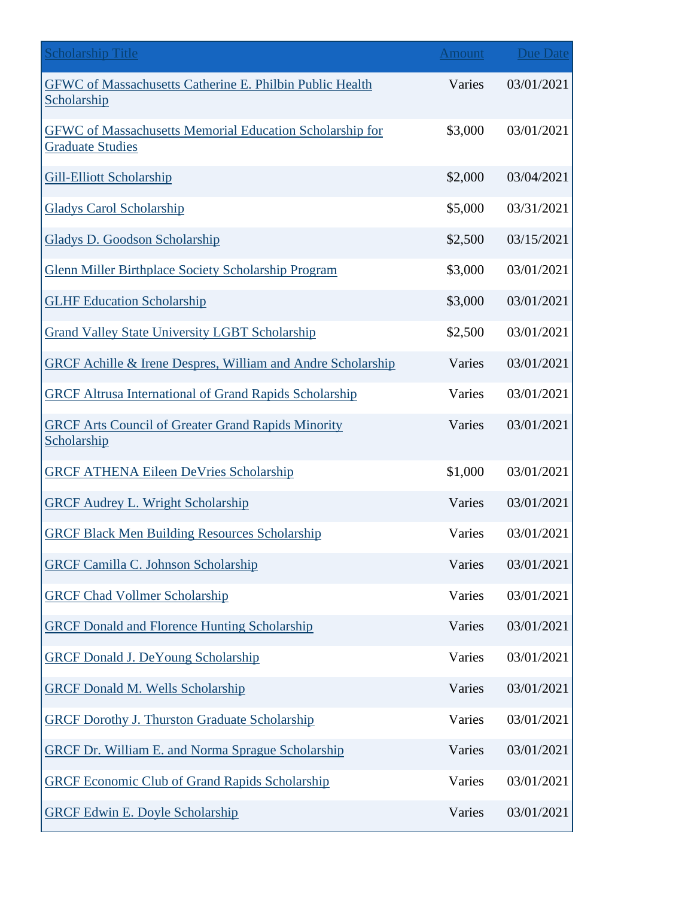| Scholarship Title | Amount | Due Date |
| --- | --- | --- |
| GFWC of Massachusetts Catherine E. Philbin Public Health Scholarship | Varies | 03/01/2021 |
| GFWC of Massachusetts Memorial Education Scholarship for Graduate Studies | $3,000 | 03/01/2021 |
| Gill-Elliott Scholarship | $2,000 | 03/04/2021 |
| Gladys Carol Scholarship | $5,000 | 03/31/2021 |
| Gladys D. Goodson Scholarship | $2,500 | 03/15/2021 |
| Glenn Miller Birthplace Society Scholarship Program | $3,000 | 03/01/2021 |
| GLHF Education Scholarship | $3,000 | 03/01/2021 |
| Grand Valley State University LGBT Scholarship | $2,500 | 03/01/2021 |
| GRCF Achille & Irene Despres, William and Andre Scholarship | Varies | 03/01/2021 |
| GRCF Altrusa International of Grand Rapids Scholarship | Varies | 03/01/2021 |
| GRCF Arts Council of Greater Grand Rapids Minority Scholarship | Varies | 03/01/2021 |
| GRCF ATHENA Eileen DeVries Scholarship | $1,000 | 03/01/2021 |
| GRCF Audrey L. Wright Scholarship | Varies | 03/01/2021 |
| GRCF Black Men Building Resources Scholarship | Varies | 03/01/2021 |
| GRCF Camilla C. Johnson Scholarship | Varies | 03/01/2021 |
| GRCF Chad Vollmer Scholarship | Varies | 03/01/2021 |
| GRCF Donald and Florence Hunting Scholarship | Varies | 03/01/2021 |
| GRCF Donald J. DeYoung Scholarship | Varies | 03/01/2021 |
| GRCF Donald M. Wells Scholarship | Varies | 03/01/2021 |
| GRCF Dorothy J. Thurston Graduate Scholarship | Varies | 03/01/2021 |
| GRCF Dr. William E. and Norma Sprague Scholarship | Varies | 03/01/2021 |
| GRCF Economic Club of Grand Rapids Scholarship | Varies | 03/01/2021 |
| GRCF Edwin E. Doyle Scholarship | Varies | 03/01/2021 |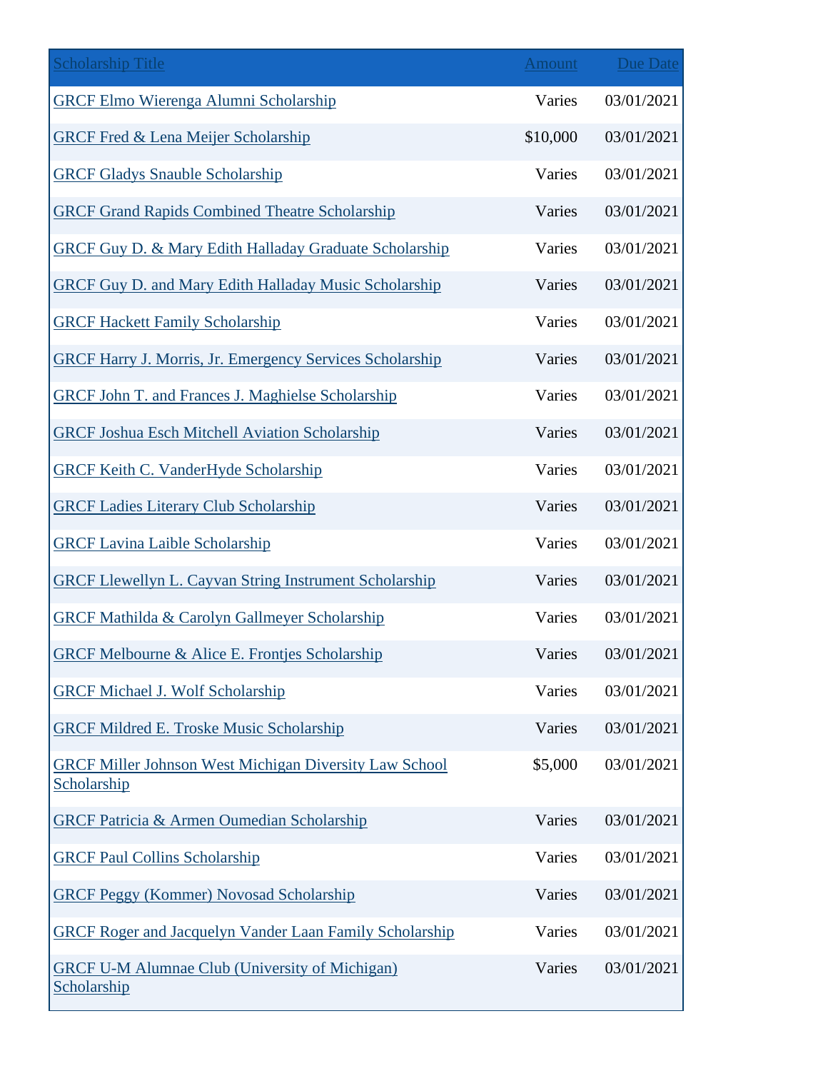| Scholarship Title | Amount | Due Date |
|---|---|---|
| GRCF Elmo Wierenga Alumni Scholarship | Varies | 03/01/2021 |
| GRCF Fred & Lena Meijer Scholarship | $10,000 | 03/01/2021 |
| GRCF Gladys Snauble Scholarship | Varies | 03/01/2021 |
| GRCF Grand Rapids Combined Theatre Scholarship | Varies | 03/01/2021 |
| GRCF Guy D. & Mary Edith Halladay Graduate Scholarship | Varies | 03/01/2021 |
| GRCF Guy D. and Mary Edith Halladay Music Scholarship | Varies | 03/01/2021 |
| GRCF Hackett Family Scholarship | Varies | 03/01/2021 |
| GRCF Harry J. Morris, Jr. Emergency Services Scholarship | Varies | 03/01/2021 |
| GRCF John T. and Frances J. Maghielse Scholarship | Varies | 03/01/2021 |
| GRCF Joshua Esch Mitchell Aviation Scholarship | Varies | 03/01/2021 |
| GRCF Keith C. VanderHyde Scholarship | Varies | 03/01/2021 |
| GRCF Ladies Literary Club Scholarship | Varies | 03/01/2021 |
| GRCF Lavina Laible Scholarship | Varies | 03/01/2021 |
| GRCF Llewellyn L. Cayvan String Instrument Scholarship | Varies | 03/01/2021 |
| GRCF Mathilda & Carolyn Gallmeyer Scholarship | Varies | 03/01/2021 |
| GRCF Melbourne & Alice E. Frontjes Scholarship | Varies | 03/01/2021 |
| GRCF Michael J. Wolf Scholarship | Varies | 03/01/2021 |
| GRCF Mildred E. Troske Music Scholarship | Varies | 03/01/2021 |
| GRCF Miller Johnson West Michigan Diversity Law School Scholarship | $5,000 | 03/01/2021 |
| GRCF Patricia & Armen Oumedian Scholarship | Varies | 03/01/2021 |
| GRCF Paul Collins Scholarship | Varies | 03/01/2021 |
| GRCF Peggy (Kommer) Novosad Scholarship | Varies | 03/01/2021 |
| GRCF Roger and Jacquelyn Vander Laan Family Scholarship | Varies | 03/01/2021 |
| GRCF U-M Alumnae Club (University of Michigan) Scholarship | Varies | 03/01/2021 |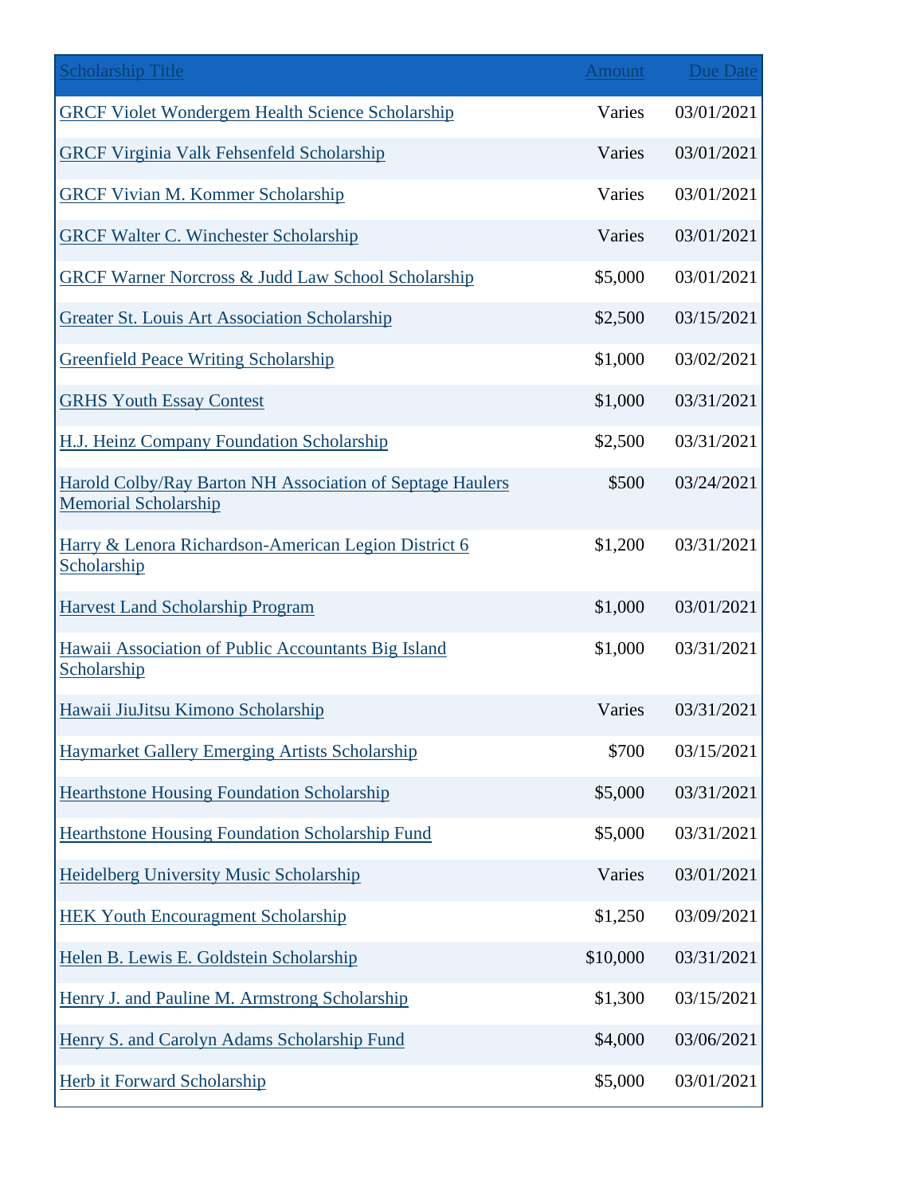| Scholarship Title | Amount | Due Date |
| --- | --- | --- |
| GRCF Violet Wondergem Health Science Scholarship | Varies | 03/01/2021 |
| GRCF Virginia Valk Fehsenfeld Scholarship | Varies | 03/01/2021 |
| GRCF Vivian M. Kommer Scholarship | Varies | 03/01/2021 |
| GRCF Walter C. Winchester Scholarship | Varies | 03/01/2021 |
| GRCF Warner Norcross & Judd Law School Scholarship | $5,000 | 03/01/2021 |
| Greater St. Louis Art Association Scholarship | $2,500 | 03/15/2021 |
| Greenfield Peace Writing Scholarship | $1,000 | 03/02/2021 |
| GRHS Youth Essay Contest | $1,000 | 03/31/2021 |
| H.J. Heinz Company Foundation Scholarship | $2,500 | 03/31/2021 |
| Harold Colby/Ray Barton NH Association of Septage Haulers Memorial Scholarship | $500 | 03/24/2021 |
| Harry & Lenora Richardson-American Legion District 6 Scholarship | $1,200 | 03/31/2021 |
| Harvest Land Scholarship Program | $1,000 | 03/01/2021 |
| Hawaii Association of Public Accountants Big Island Scholarship | $1,000 | 03/31/2021 |
| Hawaii JiuJitsu Kimono Scholarship | Varies | 03/31/2021 |
| Haymarket Gallery Emerging Artists Scholarship | $700 | 03/15/2021 |
| Hearthstone Housing Foundation Scholarship | $5,000 | 03/31/2021 |
| Hearthstone Housing Foundation Scholarship Fund | $5,000 | 03/31/2021 |
| Heidelberg University Music Scholarship | Varies | 03/01/2021 |
| HEK Youth Encouragment Scholarship | $1,250 | 03/09/2021 |
| Helen B. Lewis E. Goldstein Scholarship | $10,000 | 03/31/2021 |
| Henry J. and Pauline M. Armstrong Scholarship | $1,300 | 03/15/2021 |
| Henry S. and Carolyn Adams Scholarship Fund | $4,000 | 03/06/2021 |
| Herb it Forward Scholarship | $5,000 | 03/01/2021 |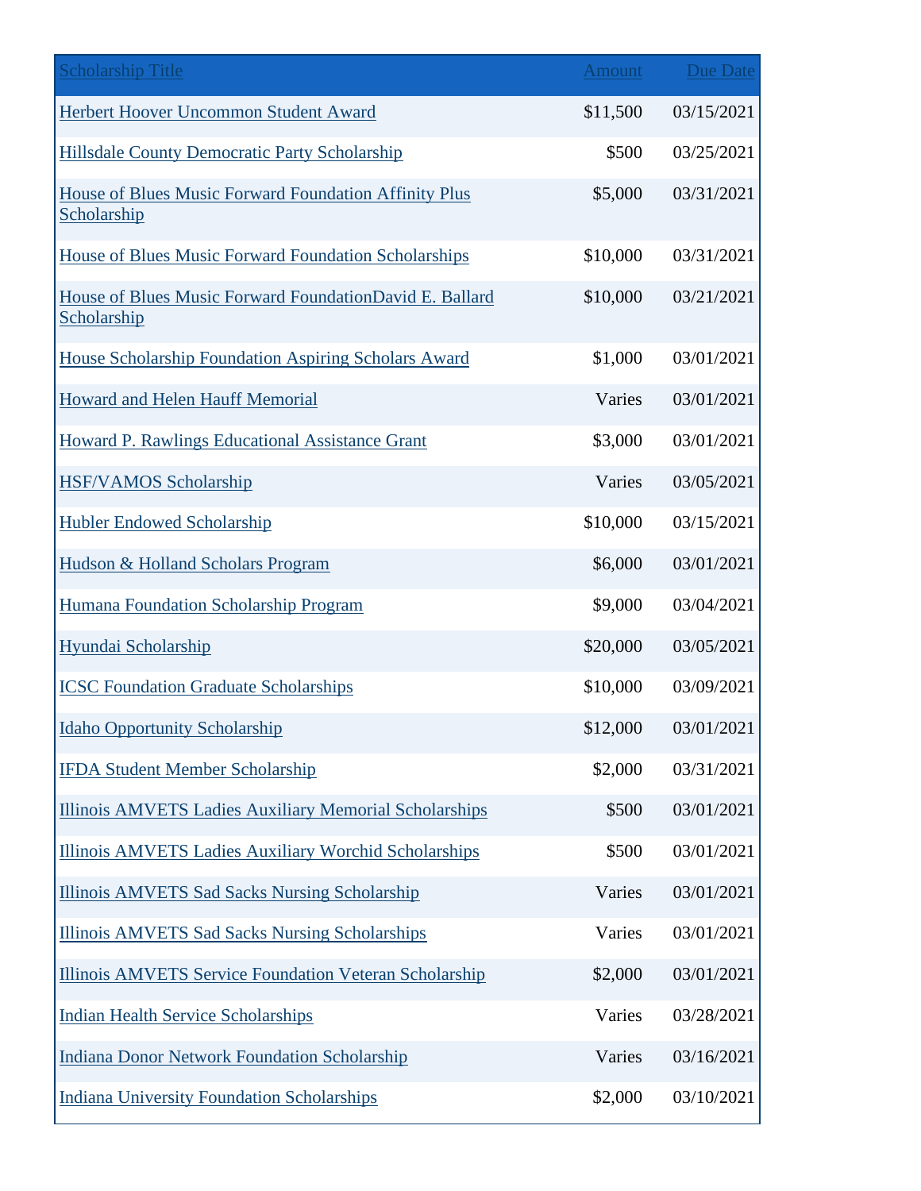| Scholarship Title | Amount | Due Date |
| --- | --- | --- |
| Herbert Hoover Uncommon Student Award | $11,500 | 03/15/2021 |
| Hillsdale County Democratic Party Scholarship | $500 | 03/25/2021 |
| House of Blues Music Forward Foundation Affinity Plus Scholarship | $5,000 | 03/31/2021 |
| House of Blues Music Forward Foundation Scholarships | $10,000 | 03/31/2021 |
| House of Blues Music Forward FoundationDavid E. Ballard Scholarship | $10,000 | 03/21/2021 |
| House Scholarship Foundation Aspiring Scholars Award | $1,000 | 03/01/2021 |
| Howard and Helen Hauff Memorial | Varies | 03/01/2021 |
| Howard P. Rawlings Educational Assistance Grant | $3,000 | 03/01/2021 |
| HSF/VAMOS Scholarship | Varies | 03/05/2021 |
| Hubler Endowed Scholarship | $10,000 | 03/15/2021 |
| Hudson & Holland Scholars Program | $6,000 | 03/01/2021 |
| Humana Foundation Scholarship Program | $9,000 | 03/04/2021 |
| Hyundai Scholarship | $20,000 | 03/05/2021 |
| ICSC Foundation Graduate Scholarships | $10,000 | 03/09/2021 |
| Idaho Opportunity Scholarship | $12,000 | 03/01/2021 |
| IFDA Student Member Scholarship | $2,000 | 03/31/2021 |
| Illinois AMVETS Ladies Auxiliary Memorial Scholarships | $500 | 03/01/2021 |
| Illinois AMVETS Ladies Auxiliary Worchid Scholarships | $500 | 03/01/2021 |
| Illinois AMVETS Sad Sacks Nursing Scholarship | Varies | 03/01/2021 |
| Illinois AMVETS Sad Sacks Nursing Scholarships | Varies | 03/01/2021 |
| Illinois AMVETS Service Foundation Veteran Scholarship | $2,000 | 03/01/2021 |
| Indian Health Service Scholarships | Varies | 03/28/2021 |
| Indiana Donor Network Foundation Scholarship | Varies | 03/16/2021 |
| Indiana University Foundation Scholarships | $2,000 | 03/10/2021 |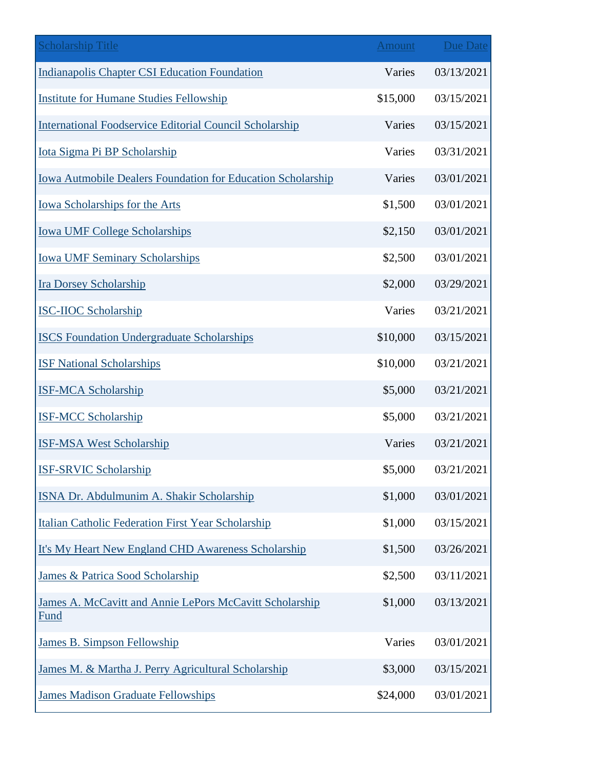| Scholarship Title | Amount | Due Date |
| --- | --- | --- |
| Indianapolis Chapter CSI Education Foundation | Varies | 03/13/2021 |
| Institute for Humane Studies Fellowship | $15,000 | 03/15/2021 |
| International Foodservice Editorial Council Scholarship | Varies | 03/15/2021 |
| Iota Sigma Pi BP Scholarship | Varies | 03/31/2021 |
| Iowa Autmobile Dealers Foundation for Education Scholarship | Varies | 03/01/2021 |
| Iowa Scholarships for the Arts | $1,500 | 03/01/2021 |
| Iowa UMF College Scholarships | $2,150 | 03/01/2021 |
| Iowa UMF Seminary Scholarships | $2,500 | 03/01/2021 |
| Ira Dorsey Scholarship | $2,000 | 03/29/2021 |
| ISC-IIOC Scholarship | Varies | 03/21/2021 |
| ISCS Foundation Undergraduate Scholarships | $10,000 | 03/15/2021 |
| ISF National Scholarships | $10,000 | 03/21/2021 |
| ISF-MCA Scholarship | $5,000 | 03/21/2021 |
| ISF-MCC Scholarship | $5,000 | 03/21/2021 |
| ISF-MSA West Scholarship | Varies | 03/21/2021 |
| ISF-SRVIC Scholarship | $5,000 | 03/21/2021 |
| ISNA Dr. Abdulmunim A. Shakir Scholarship | $1,000 | 03/01/2021 |
| Italian Catholic Federation First Year Scholarship | $1,000 | 03/15/2021 |
| It's My Heart New England CHD Awareness Scholarship | $1,500 | 03/26/2021 |
| James & Patrica Sood Scholarship | $2,500 | 03/11/2021 |
| James A. McCavitt and Annie LePors McCavitt Scholarship Fund | $1,000 | 03/13/2021 |
| James B. Simpson Fellowship | Varies | 03/01/2021 |
| James M. & Martha J. Perry Agricultural Scholarship | $3,000 | 03/15/2021 |
| James Madison Graduate Fellowships | $24,000 | 03/01/2021 |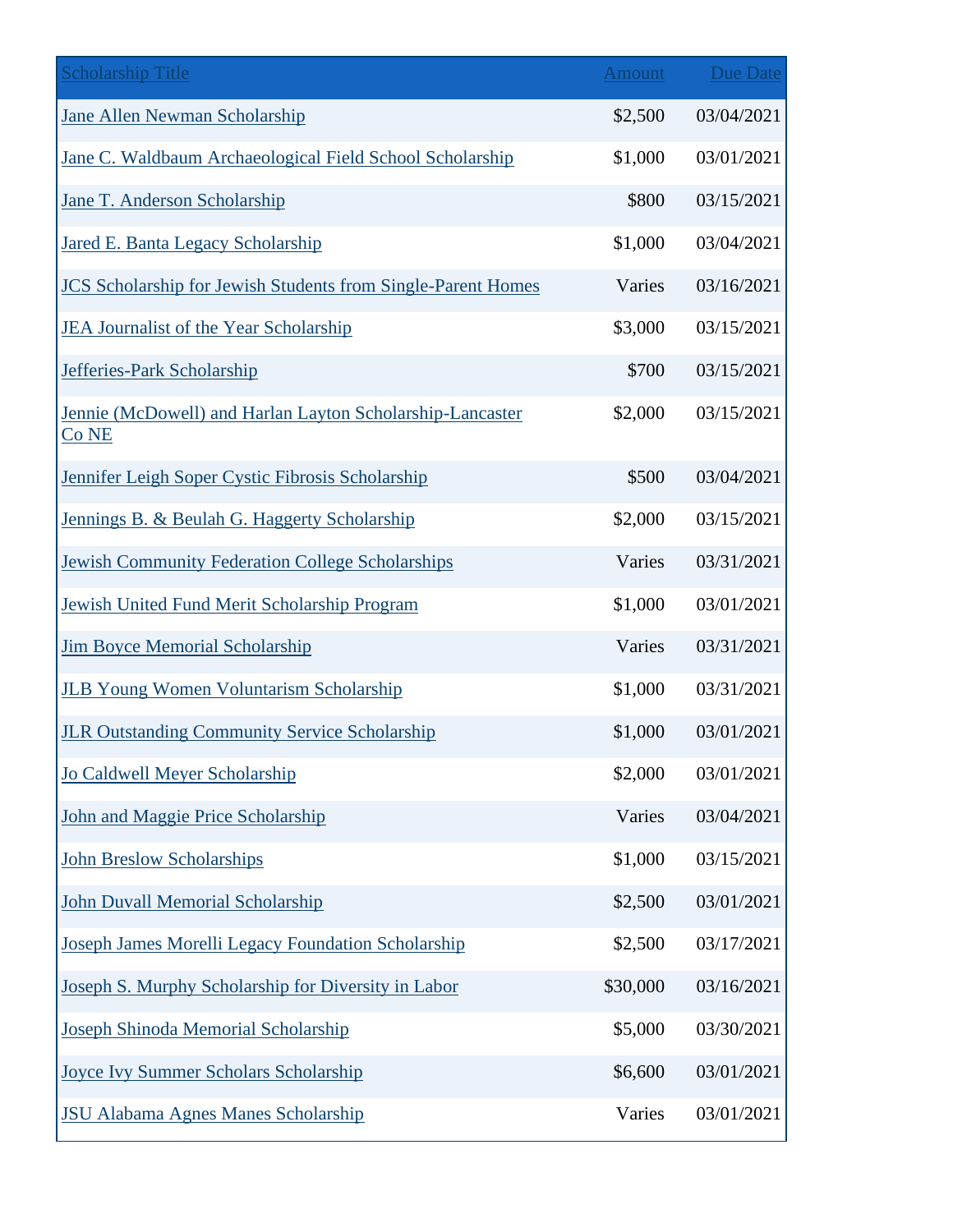| Scholarship Title | Amount | Due Date |
| --- | --- | --- |
| Jane Allen Newman Scholarship | $2,500 | 03/04/2021 |
| Jane C. Waldbaum Archaeological Field School Scholarship | $1,000 | 03/01/2021 |
| Jane T. Anderson Scholarship | $800 | 03/15/2021 |
| Jared E. Banta Legacy Scholarship | $1,000 | 03/04/2021 |
| JCS Scholarship for Jewish Students from Single-Parent Homes | Varies | 03/16/2021 |
| JEA Journalist of the Year Scholarship | $3,000 | 03/15/2021 |
| Jefferies-Park Scholarship | $700 | 03/15/2021 |
| Jennie (McDowell) and Harlan Layton Scholarship-Lancaster Co NE | $2,000 | 03/15/2021 |
| Jennifer Leigh Soper Cystic Fibrosis Scholarship | $500 | 03/04/2021 |
| Jennings B. & Beulah G. Haggerty Scholarship | $2,000 | 03/15/2021 |
| Jewish Community Federation College Scholarships | Varies | 03/31/2021 |
| Jewish United Fund Merit Scholarship Program | $1,000 | 03/01/2021 |
| Jim Boyce Memorial Scholarship | Varies | 03/31/2021 |
| JLB Young Women Voluntarism Scholarship | $1,000 | 03/31/2021 |
| JLR Outstanding Community Service Scholarship | $1,000 | 03/01/2021 |
| Jo Caldwell Meyer Scholarship | $2,000 | 03/01/2021 |
| John and Maggie Price Scholarship | Varies | 03/04/2021 |
| John Breslow Scholarships | $1,000 | 03/15/2021 |
| John Duvall Memorial Scholarship | $2,500 | 03/01/2021 |
| Joseph James Morelli Legacy Foundation Scholarship | $2,500 | 03/17/2021 |
| Joseph S. Murphy Scholarship for Diversity in Labor | $30,000 | 03/16/2021 |
| Joseph Shinoda Memorial Scholarship | $5,000 | 03/30/2021 |
| Joyce Ivy Summer Scholars Scholarship | $6,600 | 03/01/2021 |
| JSU Alabama Agnes Manes Scholarship | Varies | 03/01/2021 |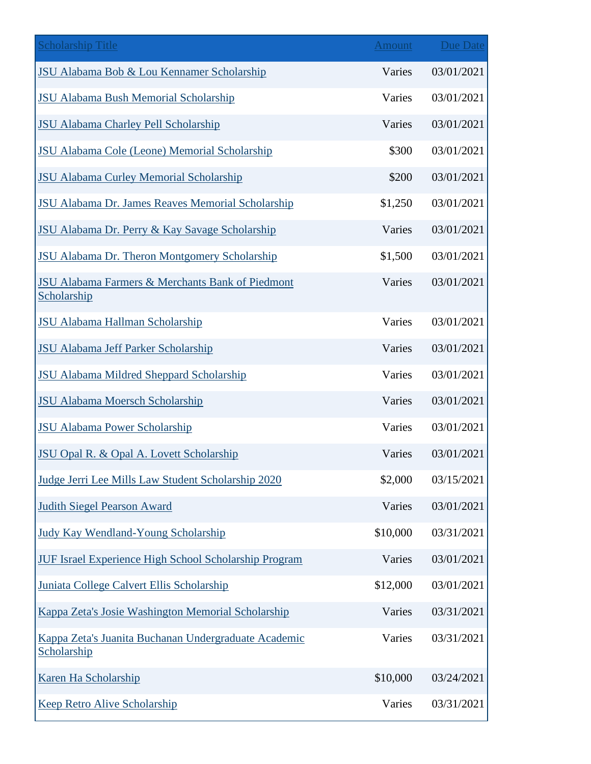| Scholarship Title | Amount | Due Date |
| --- | --- | --- |
| JSU Alabama Bob & Lou Kennamer Scholarship | Varies | 03/01/2021 |
| JSU Alabama Bush Memorial Scholarship | Varies | 03/01/2021 |
| JSU Alabama Charley Pell Scholarship | Varies | 03/01/2021 |
| JSU Alabama Cole (Leone) Memorial Scholarship | $300 | 03/01/2021 |
| JSU Alabama Curley Memorial Scholarship | $200 | 03/01/2021 |
| JSU Alabama Dr. James Reaves Memorial Scholarship | $1,250 | 03/01/2021 |
| JSU Alabama Dr. Perry & Kay Savage Scholarship | Varies | 03/01/2021 |
| JSU Alabama Dr. Theron Montgomery Scholarship | $1,500 | 03/01/2021 |
| JSU Alabama Farmers & Merchants Bank of Piedmont Scholarship | Varies | 03/01/2021 |
| JSU Alabama Hallman Scholarship | Varies | 03/01/2021 |
| JSU Alabama Jeff Parker Scholarship | Varies | 03/01/2021 |
| JSU Alabama Mildred Sheppard Scholarship | Varies | 03/01/2021 |
| JSU Alabama Moersch Scholarship | Varies | 03/01/2021 |
| JSU Alabama Power Scholarship | Varies | 03/01/2021 |
| JSU Opal R. & Opal A. Lovett Scholarship | Varies | 03/01/2021 |
| Judge Jerri Lee Mills Law Student Scholarship 2020 | $2,000 | 03/15/2021 |
| Judith Siegel Pearson Award | Varies | 03/01/2021 |
| Judy Kay Wendland-Young Scholarship | $10,000 | 03/31/2021 |
| JUF Israel Experience High School Scholarship Program | Varies | 03/01/2021 |
| Juniata College Calvert Ellis Scholarship | $12,000 | 03/01/2021 |
| Kappa Zeta's Josie Washington Memorial Scholarship | Varies | 03/31/2021 |
| Kappa Zeta's Juanita Buchanan Undergraduate Academic Scholarship | Varies | 03/31/2021 |
| Karen Ha Scholarship | $10,000 | 03/24/2021 |
| Keep Retro Alive Scholarship | Varies | 03/31/2021 |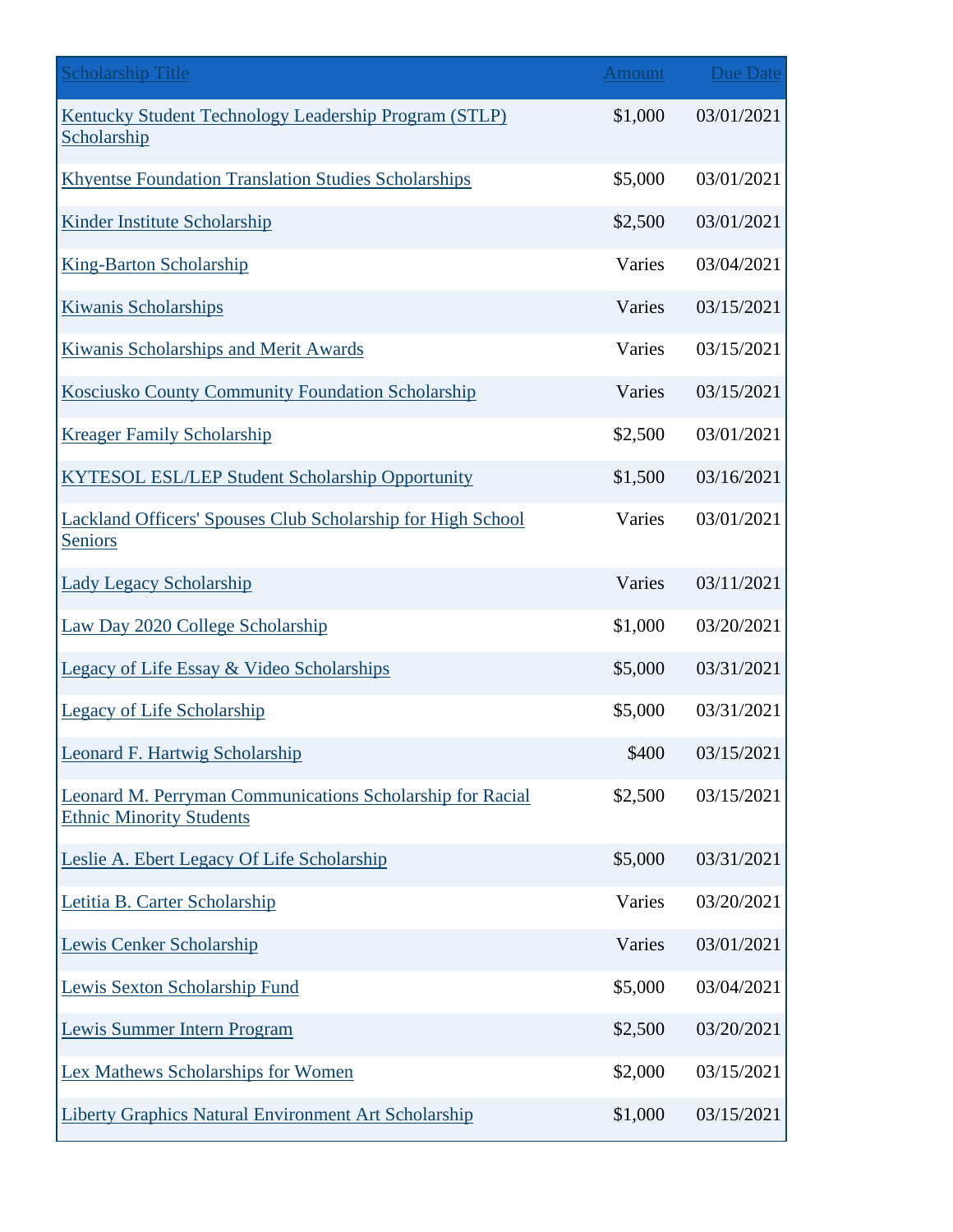| Scholarship Title | Amount | Due Date |
| --- | --- | --- |
| Kentucky Student Technology Leadership Program (STLP) Scholarship | $1,000 | 03/01/2021 |
| Khyentse Foundation Translation Studies Scholarships | $5,000 | 03/01/2021 |
| Kinder Institute Scholarship | $2,500 | 03/01/2021 |
| King-Barton Scholarship | Varies | 03/04/2021 |
| Kiwanis Scholarships | Varies | 03/15/2021 |
| Kiwanis Scholarships and Merit Awards | Varies | 03/15/2021 |
| Kosciusko County Community Foundation Scholarship | Varies | 03/15/2021 |
| Kreager Family Scholarship | $2,500 | 03/01/2021 |
| KYTESOL ESL/LEP Student Scholarship Opportunity | $1,500 | 03/16/2021 |
| Lackland Officers' Spouses Club Scholarship for High School Seniors | Varies | 03/01/2021 |
| Lady Legacy Scholarship | Varies | 03/11/2021 |
| Law Day 2020 College Scholarship | $1,000 | 03/20/2021 |
| Legacy of Life Essay & Video Scholarships | $5,000 | 03/31/2021 |
| Legacy of Life Scholarship | $5,000 | 03/31/2021 |
| Leonard F. Hartwig Scholarship | $400 | 03/15/2021 |
| Leonard M. Perryman Communications Scholarship for Racial Ethnic Minority Students | $2,500 | 03/15/2021 |
| Leslie A. Ebert Legacy Of Life Scholarship | $5,000 | 03/31/2021 |
| Letitia B. Carter Scholarship | Varies | 03/20/2021 |
| Lewis Cenker Scholarship | Varies | 03/01/2021 |
| Lewis Sexton Scholarship Fund | $5,000 | 03/04/2021 |
| Lewis Summer Intern Program | $2,500 | 03/20/2021 |
| Lex Mathews Scholarships for Women | $2,000 | 03/15/2021 |
| Liberty Graphics Natural Environment Art Scholarship | $1,000 | 03/15/2021 |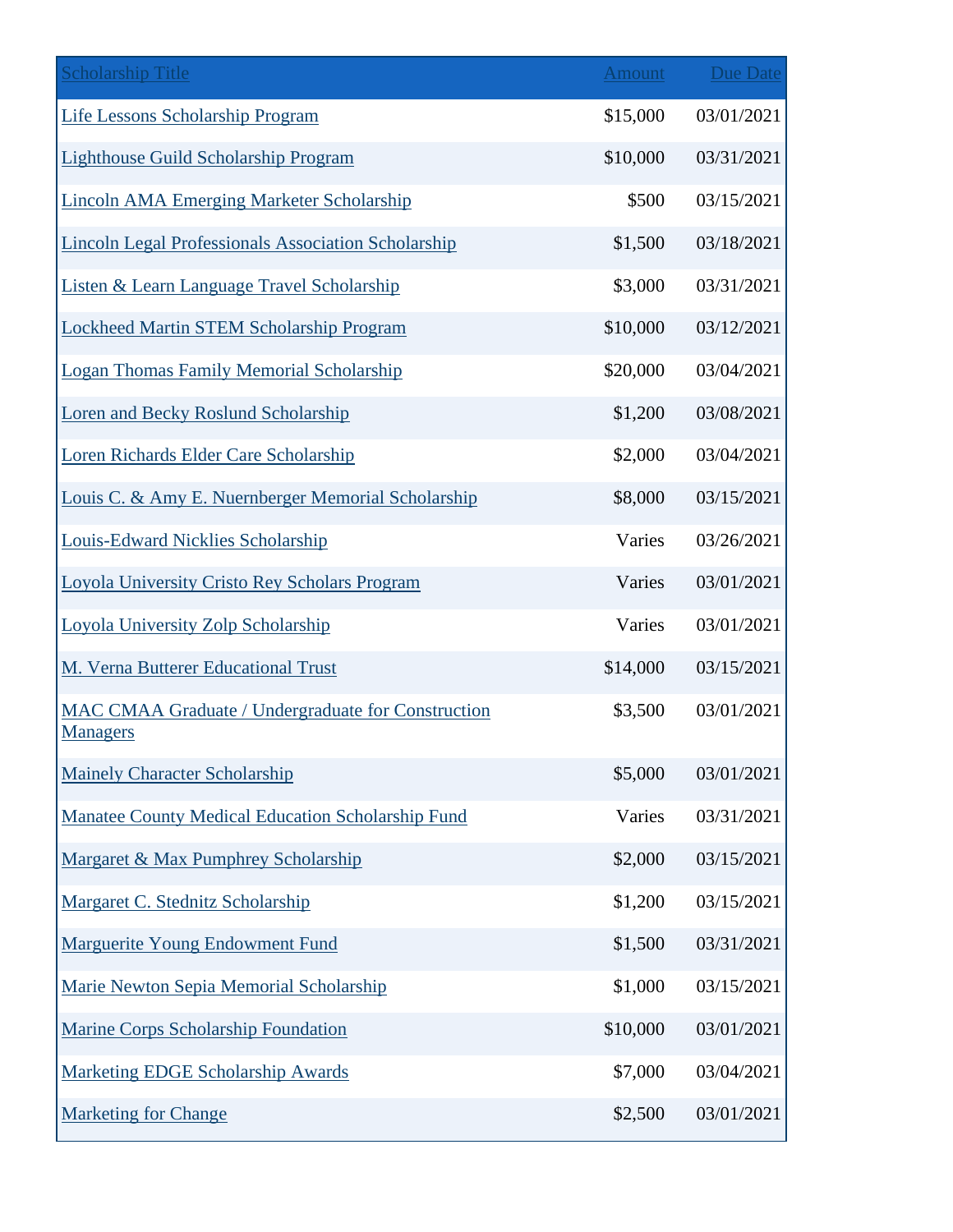| Scholarship Title | Amount | Due Date |
| --- | --- | --- |
| Life Lessons Scholarship Program | $15,000 | 03/01/2021 |
| Lighthouse Guild Scholarship Program | $10,000 | 03/31/2021 |
| Lincoln AMA Emerging Marketer Scholarship | $500 | 03/15/2021 |
| Lincoln Legal Professionals Association Scholarship | $1,500 | 03/18/2021 |
| Listen & Learn Language Travel Scholarship | $3,000 | 03/31/2021 |
| Lockheed Martin STEM Scholarship Program | $10,000 | 03/12/2021 |
| Logan Thomas Family Memorial Scholarship | $20,000 | 03/04/2021 |
| Loren and Becky Roslund Scholarship | $1,200 | 03/08/2021 |
| Loren Richards Elder Care Scholarship | $2,000 | 03/04/2021 |
| Louis C. & Amy E. Nuernberger Memorial Scholarship | $8,000 | 03/15/2021 |
| Louis-Edward Nicklies Scholarship | Varies | 03/26/2021 |
| Loyola University Cristo Rey Scholars Program | Varies | 03/01/2021 |
| Loyola University Zolp Scholarship | Varies | 03/01/2021 |
| M. Verna Butterer Educational Trust | $14,000 | 03/15/2021 |
| MAC CMAA Graduate / Undergraduate for Construction Managers | $3,500 | 03/01/2021 |
| Mainely Character Scholarship | $5,000 | 03/01/2021 |
| Manatee County Medical Education Scholarship Fund | Varies | 03/31/2021 |
| Margaret & Max Pumphrey Scholarship | $2,000 | 03/15/2021 |
| Margaret C. Stednitz Scholarship | $1,200 | 03/15/2021 |
| Marguerite Young Endowment Fund | $1,500 | 03/31/2021 |
| Marie Newton Sepia Memorial Scholarship | $1,000 | 03/15/2021 |
| Marine Corps Scholarship Foundation | $10,000 | 03/01/2021 |
| Marketing EDGE Scholarship Awards | $7,000 | 03/04/2021 |
| Marketing for Change | $2,500 | 03/01/2021 |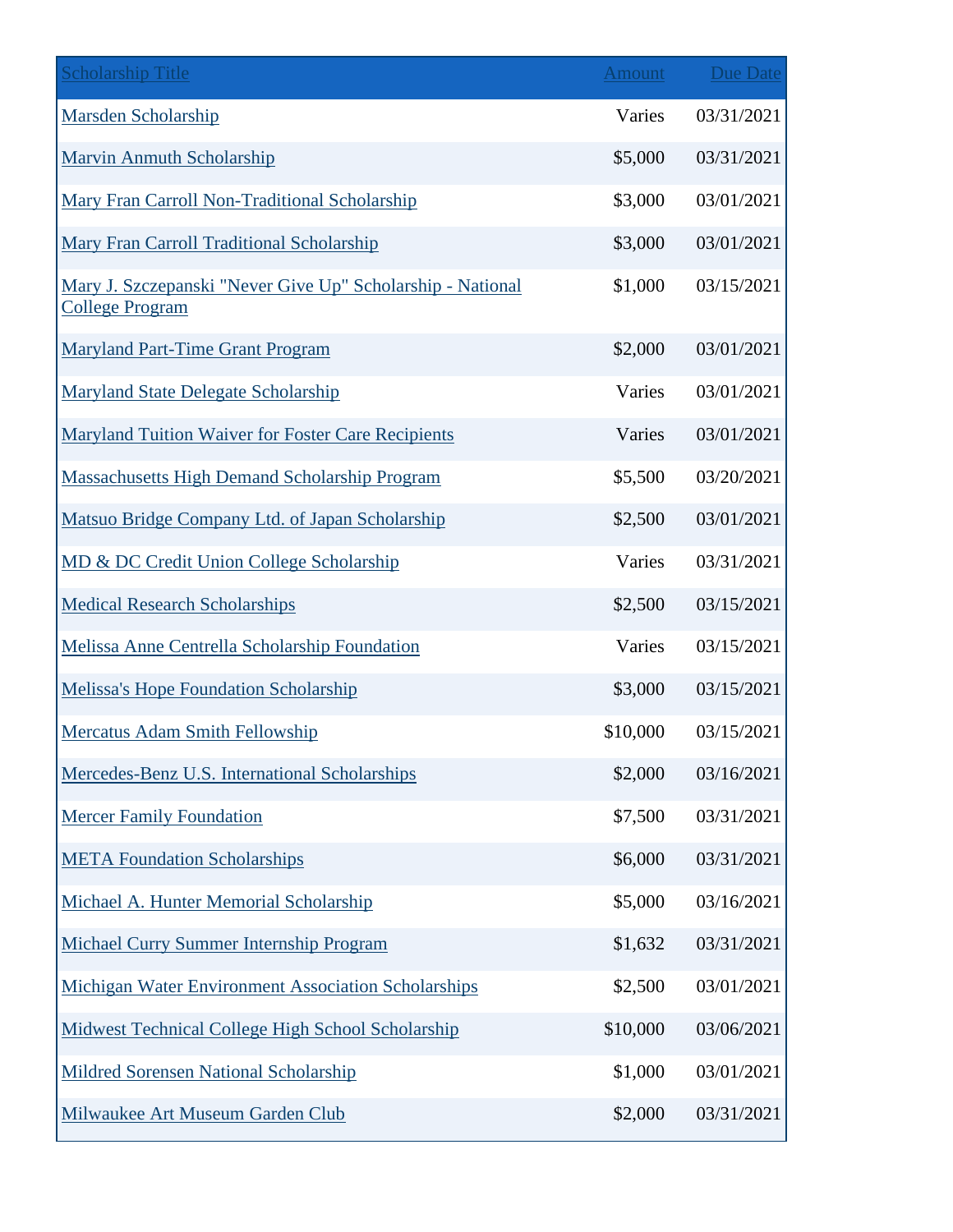| Scholarship Title | Amount | Due Date |
| --- | --- | --- |
| Marsden Scholarship | Varies | 03/31/2021 |
| Marvin Anmuth Scholarship | $5,000 | 03/31/2021 |
| Mary Fran Carroll Non-Traditional Scholarship | $3,000 | 03/01/2021 |
| Mary Fran Carroll Traditional Scholarship | $3,000 | 03/01/2021 |
| Mary J. Szczepanski "Never Give Up" Scholarship - National College Program | $1,000 | 03/15/2021 |
| Maryland Part-Time Grant Program | $2,000 | 03/01/2021 |
| Maryland State Delegate Scholarship | Varies | 03/01/2021 |
| Maryland Tuition Waiver for Foster Care Recipients | Varies | 03/01/2021 |
| Massachusetts High Demand Scholarship Program | $5,500 | 03/20/2021 |
| Matsuo Bridge Company Ltd. of Japan Scholarship | $2,500 | 03/01/2021 |
| MD & DC Credit Union College Scholarship | Varies | 03/31/2021 |
| Medical Research Scholarships | $2,500 | 03/15/2021 |
| Melissa Anne Centrella Scholarship Foundation | Varies | 03/15/2021 |
| Melissa's Hope Foundation Scholarship | $3,000 | 03/15/2021 |
| Mercatus Adam Smith Fellowship | $10,000 | 03/15/2021 |
| Mercedes-Benz U.S. International Scholarships | $2,000 | 03/16/2021 |
| Mercer Family Foundation | $7,500 | 03/31/2021 |
| META Foundation Scholarships | $6,000 | 03/31/2021 |
| Michael A. Hunter Memorial Scholarship | $5,000 | 03/16/2021 |
| Michael Curry Summer Internship Program | $1,632 | 03/31/2021 |
| Michigan Water Environment Association Scholarships | $2,500 | 03/01/2021 |
| Midwest Technical College High School Scholarship | $10,000 | 03/06/2021 |
| Mildred Sorensen National Scholarship | $1,000 | 03/01/2021 |
| Milwaukee Art Museum Garden Club | $2,000 | 03/31/2021 |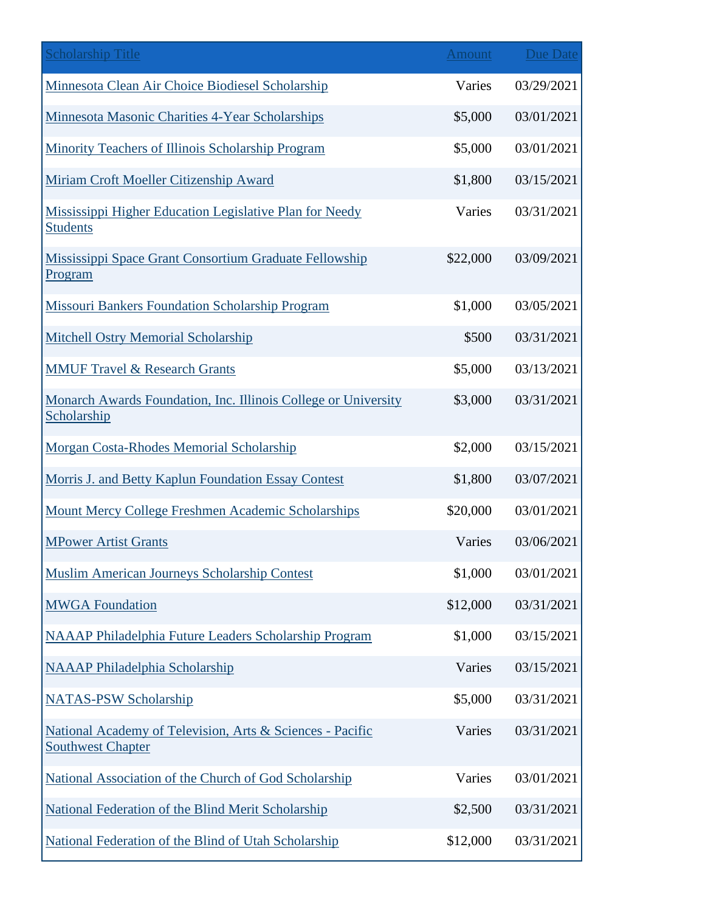| Scholarship Title | Amount | Due Date |
| --- | --- | --- |
| Minnesota Clean Air Choice Biodiesel Scholarship | Varies | 03/29/2021 |
| Minnesota Masonic Charities 4-Year Scholarships | $5,000 | 03/01/2021 |
| Minority Teachers of Illinois Scholarship Program | $5,000 | 03/01/2021 |
| Miriam Croft Moeller Citizenship Award | $1,800 | 03/15/2021 |
| Mississippi Higher Education Legislative Plan for Needy Students | Varies | 03/31/2021 |
| Mississippi Space Grant Consortium Graduate Fellowship Program | $22,000 | 03/09/2021 |
| Missouri Bankers Foundation Scholarship Program | $1,000 | 03/05/2021 |
| Mitchell Ostry Memorial Scholarship | $500 | 03/31/2021 |
| MMUF Travel & Research Grants | $5,000 | 03/13/2021 |
| Monarch Awards Foundation, Inc. Illinois College or University Scholarship | $3,000 | 03/31/2021 |
| Morgan Costa-Rhodes Memorial Scholarship | $2,000 | 03/15/2021 |
| Morris J. and Betty Kaplun Foundation Essay Contest | $1,800 | 03/07/2021 |
| Mount Mercy College Freshmen Academic Scholarships | $20,000 | 03/01/2021 |
| MPower Artist Grants | Varies | 03/06/2021 |
| Muslim American Journeys Scholarship Contest | $1,000 | 03/01/2021 |
| MWGA Foundation | $12,000 | 03/31/2021 |
| NAAAP Philadelphia Future Leaders Scholarship Program | $1,000 | 03/15/2021 |
| NAAAP Philadelphia Scholarship | Varies | 03/15/2021 |
| NATAS-PSW Scholarship | $5,000 | 03/31/2021 |
| National Academy of Television, Arts & Sciences - Pacific Southwest Chapter | Varies | 03/31/2021 |
| National Association of the Church of God Scholarship | Varies | 03/01/2021 |
| National Federation of the Blind Merit Scholarship | $2,500 | 03/31/2021 |
| National Federation of the Blind of Utah Scholarship | $12,000 | 03/31/2021 |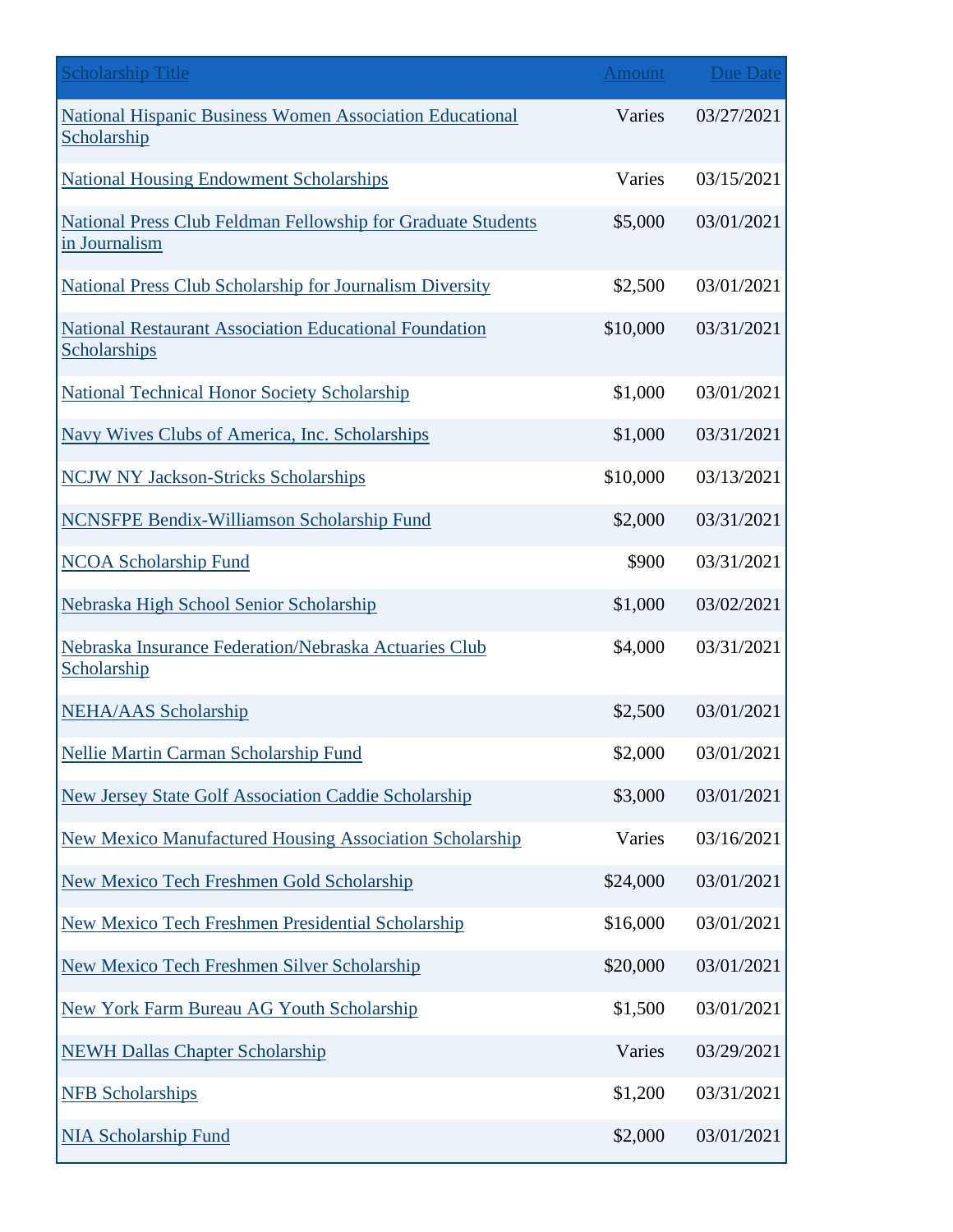| Scholarship Title | Amount | Due Date |
| --- | --- | --- |
| National Hispanic Business Women Association Educational Scholarship | Varies | 03/27/2021 |
| National Housing Endowment Scholarships | Varies | 03/15/2021 |
| National Press Club Feldman Fellowship for Graduate Students in Journalism | $5,000 | 03/01/2021 |
| National Press Club Scholarship for Journalism Diversity | $2,500 | 03/01/2021 |
| National Restaurant Association Educational Foundation Scholarships | $10,000 | 03/31/2021 |
| National Technical Honor Society Scholarship | $1,000 | 03/01/2021 |
| Navy Wives Clubs of America, Inc. Scholarships | $1,000 | 03/31/2021 |
| NCJW NY Jackson-Stricks Scholarships | $10,000 | 03/13/2021 |
| NCNSFPE Bendix-Williamson Scholarship Fund | $2,000 | 03/31/2021 |
| NCOA Scholarship Fund | $900 | 03/31/2021 |
| Nebraska High School Senior Scholarship | $1,000 | 03/02/2021 |
| Nebraska Insurance Federation/Nebraska Actuaries Club Scholarship | $4,000 | 03/31/2021 |
| NEHA/AAS Scholarship | $2,500 | 03/01/2021 |
| Nellie Martin Carman Scholarship Fund | $2,000 | 03/01/2021 |
| New Jersey State Golf Association Caddie Scholarship | $3,000 | 03/01/2021 |
| New Mexico Manufactured Housing Association Scholarship | Varies | 03/16/2021 |
| New Mexico Tech Freshmen Gold Scholarship | $24,000 | 03/01/2021 |
| New Mexico Tech Freshmen Presidential Scholarship | $16,000 | 03/01/2021 |
| New Mexico Tech Freshmen Silver Scholarship | $20,000 | 03/01/2021 |
| New York Farm Bureau AG Youth Scholarship | $1,500 | 03/01/2021 |
| NEWH Dallas Chapter Scholarship | Varies | 03/29/2021 |
| NFB Scholarships | $1,200 | 03/31/2021 |
| NIA Scholarship Fund | $2,000 | 03/01/2021 |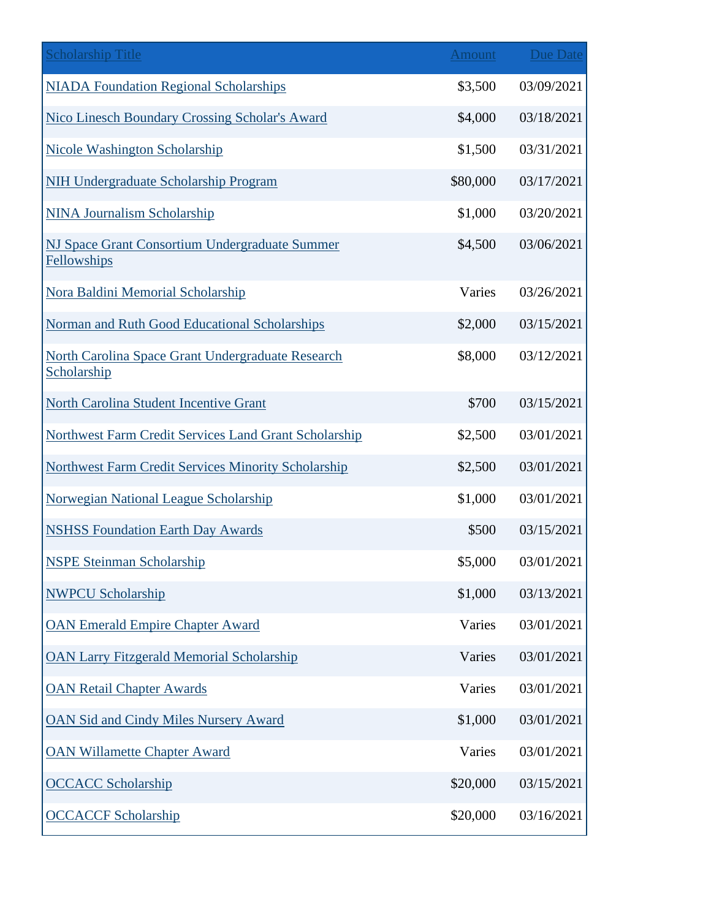| Scholarship Title | Amount | Due Date |
|---|---|---|
| NIADA Foundation Regional Scholarships | $3,500 | 03/09/2021 |
| Nico Linesch Boundary Crossing Scholar's Award | $4,000 | 03/18/2021 |
| Nicole Washington Scholarship | $1,500 | 03/31/2021 |
| NIH Undergraduate Scholarship Program | $80,000 | 03/17/2021 |
| NINA Journalism Scholarship | $1,000 | 03/20/2021 |
| NJ Space Grant Consortium Undergraduate Summer Fellowships | $4,500 | 03/06/2021 |
| Nora Baldini Memorial Scholarship | Varies | 03/26/2021 |
| Norman and Ruth Good Educational Scholarships | $2,000 | 03/15/2021 |
| North Carolina Space Grant Undergraduate Research Scholarship | $8,000 | 03/12/2021 |
| North Carolina Student Incentive Grant | $700 | 03/15/2021 |
| Northwest Farm Credit Services Land Grant Scholarship | $2,500 | 03/01/2021 |
| Northwest Farm Credit Services Minority Scholarship | $2,500 | 03/01/2021 |
| Norwegian National League Scholarship | $1,000 | 03/01/2021 |
| NSHSS Foundation Earth Day Awards | $500 | 03/15/2021 |
| NSPE Steinman Scholarship | $5,000 | 03/01/2021 |
| NWPCU Scholarship | $1,000 | 03/13/2021 |
| OAN Emerald Empire Chapter Award | Varies | 03/01/2021 |
| OAN Larry Fitzgerald Memorial Scholarship | Varies | 03/01/2021 |
| OAN Retail Chapter Awards | Varies | 03/01/2021 |
| OAN Sid and Cindy Miles Nursery Award | $1,000 | 03/01/2021 |
| OAN Willamette Chapter Award | Varies | 03/01/2021 |
| OCCACC Scholarship | $20,000 | 03/15/2021 |
| OCCACCF Scholarship | $20,000 | 03/16/2021 |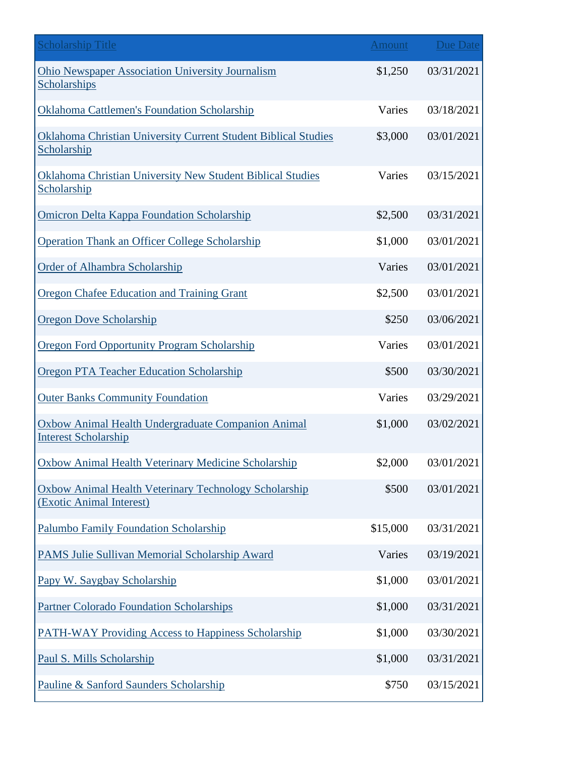| Scholarship Title | Amount | Due Date |
| --- | --- | --- |
| Ohio Newspaper Association University Journalism Scholarships | $1,250 | 03/31/2021 |
| Oklahoma Cattlemen's Foundation Scholarship | Varies | 03/18/2021 |
| Oklahoma Christian University Current Student Biblical Studies Scholarship | $3,000 | 03/01/2021 |
| Oklahoma Christian University New Student Biblical Studies Scholarship | Varies | 03/15/2021 |
| Omicron Delta Kappa Foundation Scholarship | $2,500 | 03/31/2021 |
| Operation Thank an Officer College Scholarship | $1,000 | 03/01/2021 |
| Order of Alhambra Scholarship | Varies | 03/01/2021 |
| Oregon Chafee Education and Training Grant | $2,500 | 03/01/2021 |
| Oregon Dove Scholarship | $250 | 03/06/2021 |
| Oregon Ford Opportunity Program Scholarship | Varies | 03/01/2021 |
| Oregon PTA Teacher Education Scholarship | $500 | 03/30/2021 |
| Outer Banks Community Foundation | Varies | 03/29/2021 |
| Oxbow Animal Health Undergraduate Companion Animal Interest Scholarship | $1,000 | 03/02/2021 |
| Oxbow Animal Health Veterinary Medicine Scholarship | $2,000 | 03/01/2021 |
| Oxbow Animal Health Veterinary Technology Scholarship (Exotic Animal Interest) | $500 | 03/01/2021 |
| Palumbo Family Foundation Scholarship | $15,000 | 03/31/2021 |
| PAMS Julie Sullivan Memorial Scholarship Award | Varies | 03/19/2021 |
| Papy W. Saygbay Scholarship | $1,000 | 03/01/2021 |
| Partner Colorado Foundation Scholarships | $1,000 | 03/31/2021 |
| PATH-WAY Providing Access to Happiness Scholarship | $1,000 | 03/30/2021 |
| Paul S. Mills Scholarship | $1,000 | 03/31/2021 |
| Pauline & Sanford Saunders Scholarship | $750 | 03/15/2021 |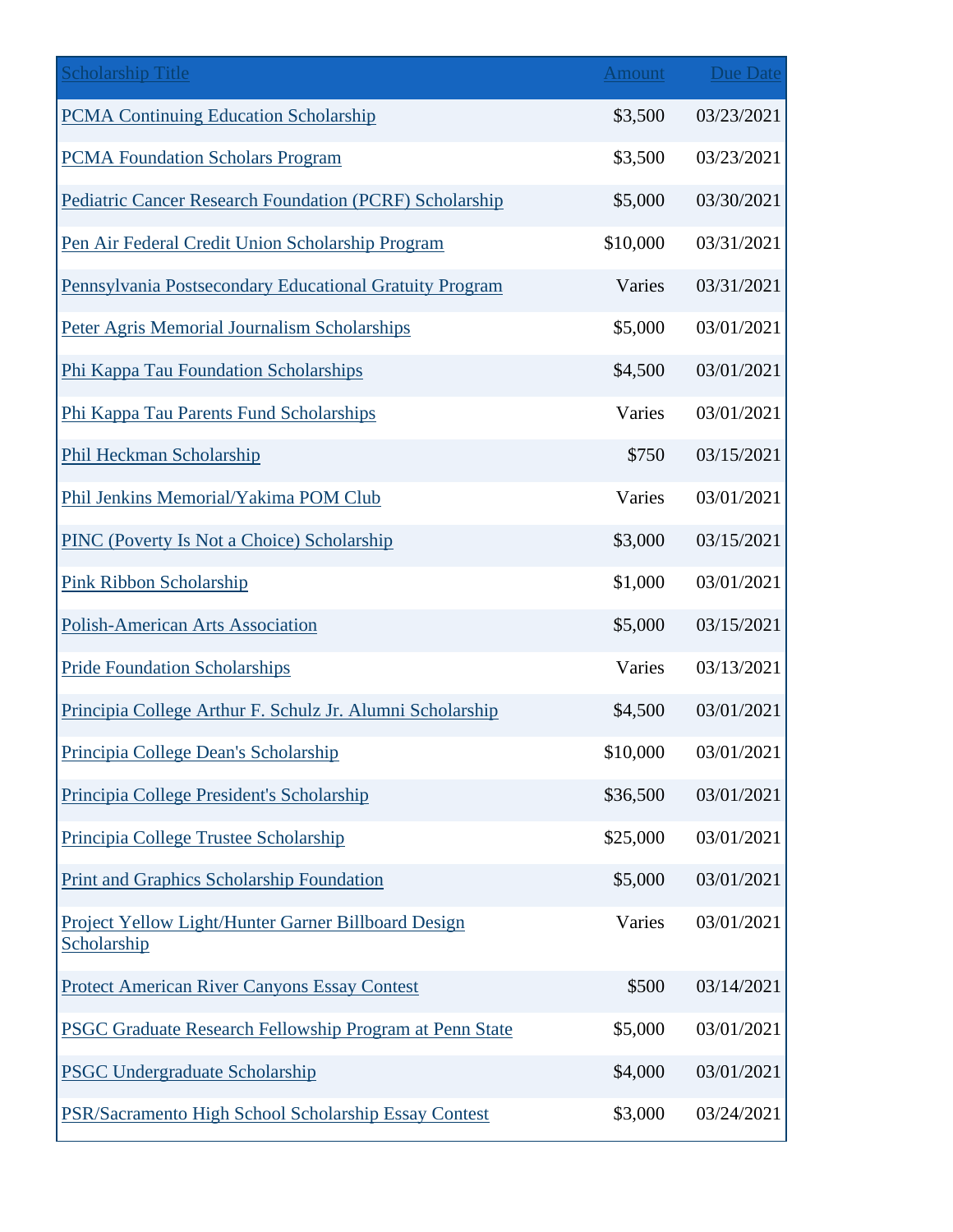| Scholarship Title | Amount | Due Date |
|---|---|---|
| PCMA Continuing Education Scholarship | $3,500 | 03/23/2021 |
| PCMA Foundation Scholars Program | $3,500 | 03/23/2021 |
| Pediatric Cancer Research Foundation (PCRF) Scholarship | $5,000 | 03/30/2021 |
| Pen Air Federal Credit Union Scholarship Program | $10,000 | 03/31/2021 |
| Pennsylvania Postsecondary Educational Gratuity Program | Varies | 03/31/2021 |
| Peter Agris Memorial Journalism Scholarships | $5,000 | 03/01/2021 |
| Phi Kappa Tau Foundation Scholarships | $4,500 | 03/01/2021 |
| Phi Kappa Tau Parents Fund Scholarships | Varies | 03/01/2021 |
| Phil Heckman Scholarship | $750 | 03/15/2021 |
| Phil Jenkins Memorial/Yakima POM Club | Varies | 03/01/2021 |
| PINC (Poverty Is Not a Choice) Scholarship | $3,000 | 03/15/2021 |
| Pink Ribbon Scholarship | $1,000 | 03/01/2021 |
| Polish-American Arts Association | $5,000 | 03/15/2021 |
| Pride Foundation Scholarships | Varies | 03/13/2021 |
| Principia College Arthur F. Schulz Jr. Alumni Scholarship | $4,500 | 03/01/2021 |
| Principia College Dean's Scholarship | $10,000 | 03/01/2021 |
| Principia College President's Scholarship | $36,500 | 03/01/2021 |
| Principia College Trustee Scholarship | $25,000 | 03/01/2021 |
| Print and Graphics Scholarship Foundation | $5,000 | 03/01/2021 |
| Project Yellow Light/Hunter Garner Billboard Design Scholarship | Varies | 03/01/2021 |
| Protect American River Canyons Essay Contest | $500 | 03/14/2021 |
| PSGC Graduate Research Fellowship Program at Penn State | $5,000 | 03/01/2021 |
| PSGC Undergraduate Scholarship | $4,000 | 03/01/2021 |
| PSR/Sacramento High School Scholarship Essay Contest | $3,000 | 03/24/2021 |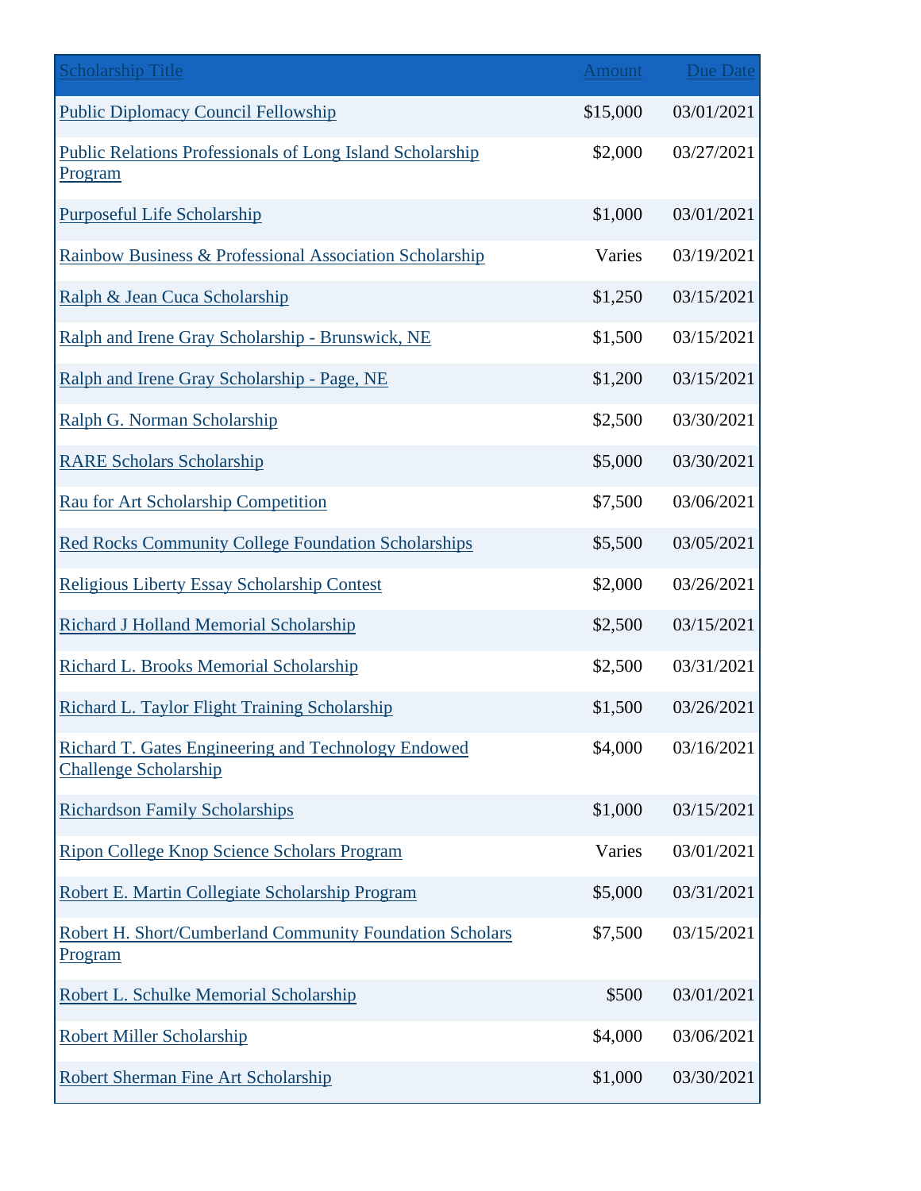| Scholarship Title | Amount | Due Date |
|---|---|---|
| Public Diplomacy Council Fellowship | $15,000 | 03/01/2021 |
| Public Relations Professionals of Long Island Scholarship Program | $2,000 | 03/27/2021 |
| Purposeful Life Scholarship | $1,000 | 03/01/2021 |
| Rainbow Business & Professional Association Scholarship | Varies | 03/19/2021 |
| Ralph & Jean Cuca Scholarship | $1,250 | 03/15/2021 |
| Ralph and Irene Gray Scholarship - Brunswick, NE | $1,500 | 03/15/2021 |
| Ralph and Irene Gray Scholarship - Page, NE | $1,200 | 03/15/2021 |
| Ralph G. Norman Scholarship | $2,500 | 03/30/2021 |
| RARE Scholars Scholarship | $5,000 | 03/30/2021 |
| Rau for Art Scholarship Competition | $7,500 | 03/06/2021 |
| Red Rocks Community College Foundation Scholarships | $5,500 | 03/05/2021 |
| Religious Liberty Essay Scholarship Contest | $2,000 | 03/26/2021 |
| Richard J Holland Memorial Scholarship | $2,500 | 03/15/2021 |
| Richard L. Brooks Memorial Scholarship | $2,500 | 03/31/2021 |
| Richard L. Taylor Flight Training Scholarship | $1,500 | 03/26/2021 |
| Richard T. Gates Engineering and Technology Endowed Challenge Scholarship | $4,000 | 03/16/2021 |
| Richardson Family Scholarships | $1,000 | 03/15/2021 |
| Ripon College Knop Science Scholars Program | Varies | 03/01/2021 |
| Robert E. Martin Collegiate Scholarship Program | $5,000 | 03/31/2021 |
| Robert H. Short/Cumberland Community Foundation Scholars Program | $7,500 | 03/15/2021 |
| Robert L. Schulke Memorial Scholarship | $500 | 03/01/2021 |
| Robert Miller Scholarship | $4,000 | 03/06/2021 |
| Robert Sherman Fine Art Scholarship | $1,000 | 03/30/2021 |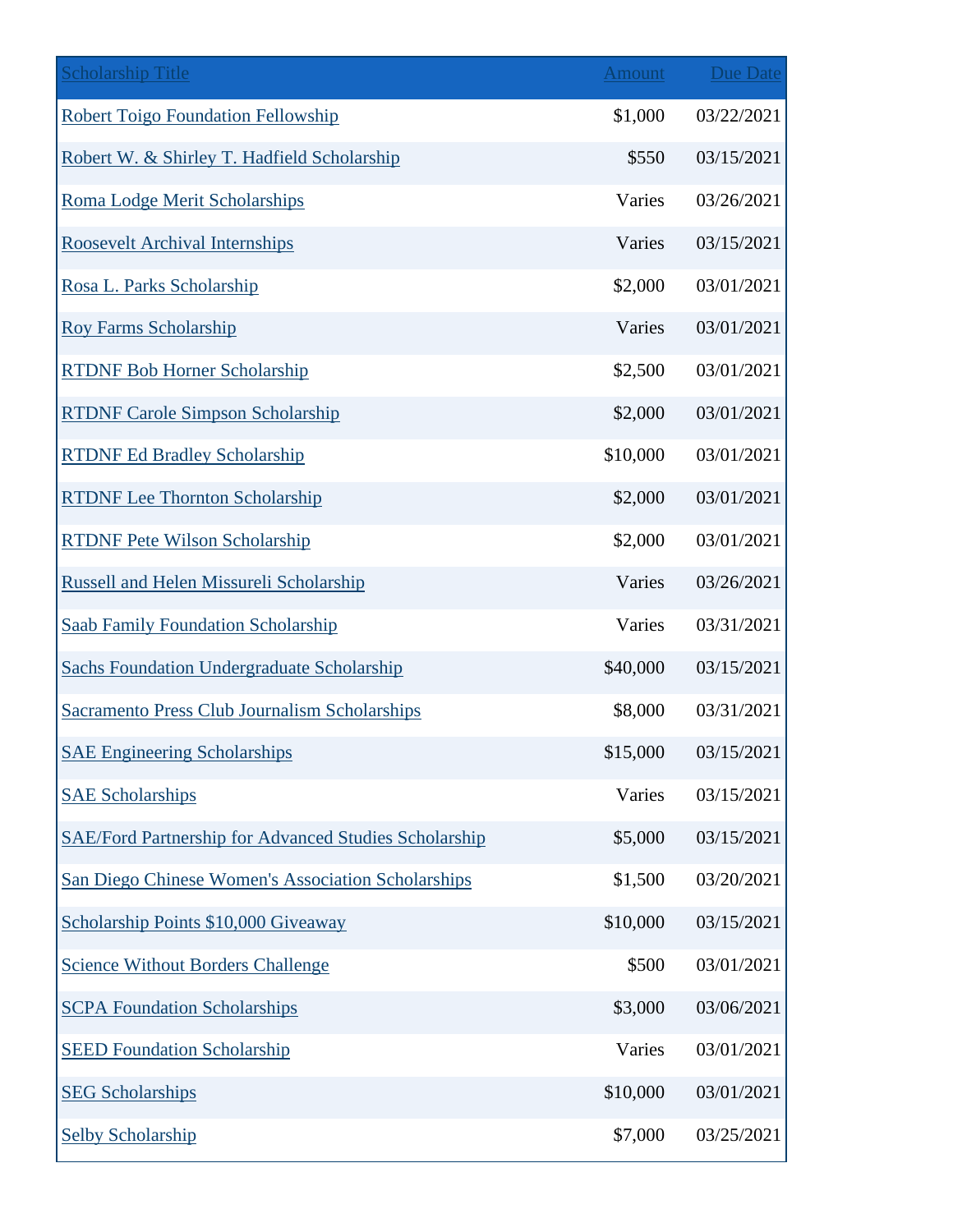| Scholarship Title | Amount | Due Date |
|---|---|---|
| Robert Toigo Foundation Fellowship | $1,000 | 03/22/2021 |
| Robert W. & Shirley T. Hadfield Scholarship | $550 | 03/15/2021 |
| Roma Lodge Merit Scholarships | Varies | 03/26/2021 |
| Roosevelt Archival Internships | Varies | 03/15/2021 |
| Rosa L. Parks Scholarship | $2,000 | 03/01/2021 |
| Roy Farms Scholarship | Varies | 03/01/2021 |
| RTDNF Bob Horner Scholarship | $2,500 | 03/01/2021 |
| RTDNF Carole Simpson Scholarship | $2,000 | 03/01/2021 |
| RTDNF Ed Bradley Scholarship | $10,000 | 03/01/2021 |
| RTDNF Lee Thornton Scholarship | $2,000 | 03/01/2021 |
| RTDNF Pete Wilson Scholarship | $2,000 | 03/01/2021 |
| Russell and Helen Missureli Scholarship | Varies | 03/26/2021 |
| Saab Family Foundation Scholarship | Varies | 03/31/2021 |
| Sachs Foundation Undergraduate Scholarship | $40,000 | 03/15/2021 |
| Sacramento Press Club Journalism Scholarships | $8,000 | 03/31/2021 |
| SAE Engineering Scholarships | $15,000 | 03/15/2021 |
| SAE Scholarships | Varies | 03/15/2021 |
| SAE/Ford Partnership for Advanced Studies Scholarship | $5,000 | 03/15/2021 |
| San Diego Chinese Women's Association Scholarships | $1,500 | 03/20/2021 |
| Scholarship Points $10,000 Giveaway | $10,000 | 03/15/2021 |
| Science Without Borders Challenge | $500 | 03/01/2021 |
| SCPA Foundation Scholarships | $3,000 | 03/06/2021 |
| SEED Foundation Scholarship | Varies | 03/01/2021 |
| SEG Scholarships | $10,000 | 03/01/2021 |
| Selby Scholarship | $7,000 | 03/25/2021 |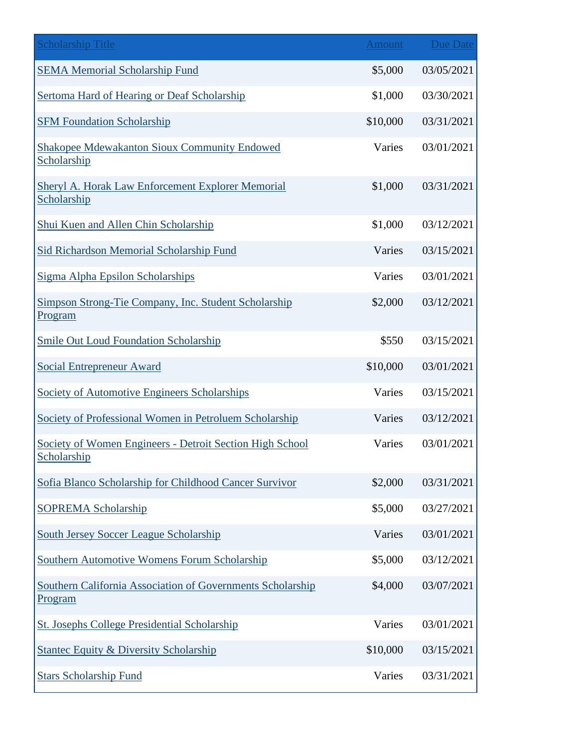| Scholarship Title | Amount | Due Date |
| --- | --- | --- |
| SEMA Memorial Scholarship Fund | $5,000 | 03/05/2021 |
| Sertoma Hard of Hearing or Deaf Scholarship | $1,000 | 03/30/2021 |
| SFM Foundation Scholarship | $10,000 | 03/31/2021 |
| Shakopee Mdewakanton Sioux Community Endowed Scholarship | Varies | 03/01/2021 |
| Sheryl A. Horak Law Enforcement Explorer Memorial Scholarship | $1,000 | 03/31/2021 |
| Shui Kuen and Allen Chin Scholarship | $1,000 | 03/12/2021 |
| Sid Richardson Memorial Scholarship Fund | Varies | 03/15/2021 |
| Sigma Alpha Epsilon Scholarships | Varies | 03/01/2021 |
| Simpson Strong-Tie Company, Inc. Student Scholarship Program | $2,000 | 03/12/2021 |
| Smile Out Loud Foundation Scholarship | $550 | 03/15/2021 |
| Social Entrepreneur Award | $10,000 | 03/01/2021 |
| Society of Automotive Engineers Scholarships | Varies | 03/15/2021 |
| Society of Professional Women in Petroluem Scholarship | Varies | 03/12/2021 |
| Society of Women Engineers - Detroit Section High School Scholarship | Varies | 03/01/2021 |
| Sofia Blanco Scholarship for Childhood Cancer Survivor | $2,000 | 03/31/2021 |
| SOPREMA Scholarship | $5,000 | 03/27/2021 |
| South Jersey Soccer League Scholarship | Varies | 03/01/2021 |
| Southern Automotive Womens Forum Scholarship | $5,000 | 03/12/2021 |
| Southern California Association of Governments Scholarship Program | $4,000 | 03/07/2021 |
| St. Josephs College Presidential Scholarship | Varies | 03/01/2021 |
| Stantec Equity & Diversity Scholarship | $10,000 | 03/15/2021 |
| Stars Scholarship Fund | Varies | 03/31/2021 |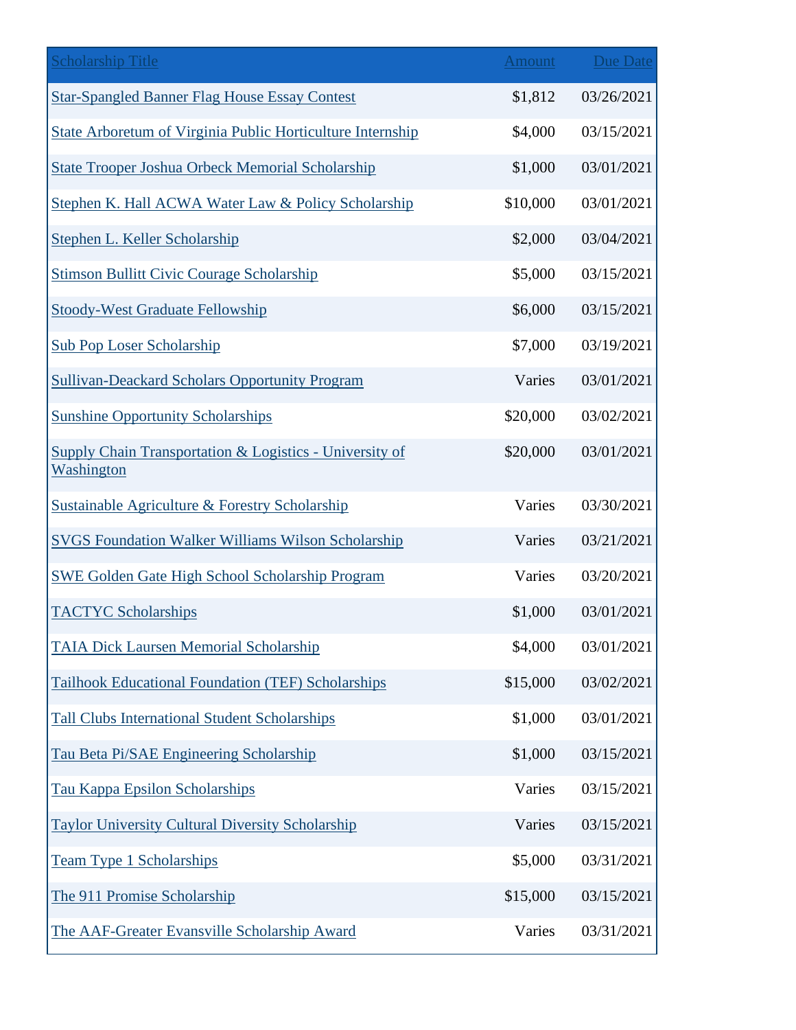| Scholarship Title | Amount | Due Date |
|---|---|---|
| Star-Spangled Banner Flag House Essay Contest | $1,812 | 03/26/2021 |
| State Arboretum of Virginia Public Horticulture Internship | $4,000 | 03/15/2021 |
| State Trooper Joshua Orbeck Memorial Scholarship | $1,000 | 03/01/2021 |
| Stephen K. Hall ACWA Water Law & Policy Scholarship | $10,000 | 03/01/2021 |
| Stephen L. Keller Scholarship | $2,000 | 03/04/2021 |
| Stimson Bullitt Civic Courage Scholarship | $5,000 | 03/15/2021 |
| Stoody-West Graduate Fellowship | $6,000 | 03/15/2021 |
| Sub Pop Loser Scholarship | $7,000 | 03/19/2021 |
| Sullivan-Deackard Scholars Opportunity Program | Varies | 03/01/2021 |
| Sunshine Opportunity Scholarships | $20,000 | 03/02/2021 |
| Supply Chain Transportation & Logistics - University of Washington | $20,000 | 03/01/2021 |
| Sustainable Agriculture & Forestry Scholarship | Varies | 03/30/2021 |
| SVGS Foundation Walker Williams Wilson Scholarship | Varies | 03/21/2021 |
| SWE Golden Gate High School Scholarship Program | Varies | 03/20/2021 |
| TACTYC Scholarships | $1,000 | 03/01/2021 |
| TAIA Dick Laursen Memorial Scholarship | $4,000 | 03/01/2021 |
| Tailhook Educational Foundation (TEF) Scholarships | $15,000 | 03/02/2021 |
| Tall Clubs International Student Scholarships | $1,000 | 03/01/2021 |
| Tau Beta Pi/SAE Engineering Scholarship | $1,000 | 03/15/2021 |
| Tau Kappa Epsilon Scholarships | Varies | 03/15/2021 |
| Taylor University Cultural Diversity Scholarship | Varies | 03/15/2021 |
| Team Type 1 Scholarships | $5,000 | 03/31/2021 |
| The 911 Promise Scholarship | $15,000 | 03/15/2021 |
| The AAF-Greater Evansville Scholarship Award | Varies | 03/31/2021 |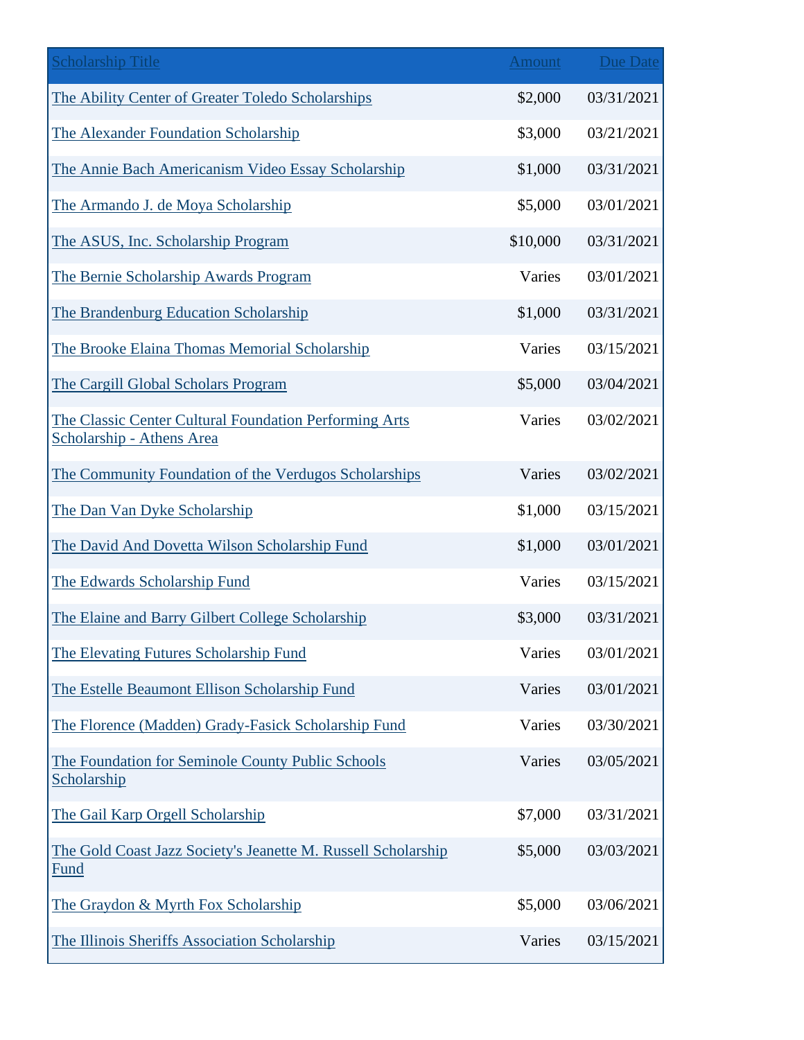| Scholarship Title | Amount | Due Date |
| --- | --- | --- |
| The Ability Center of Greater Toledo Scholarships | $2,000 | 03/31/2021 |
| The Alexander Foundation Scholarship | $3,000 | 03/21/2021 |
| The Annie Bach Americanism Video Essay Scholarship | $1,000 | 03/31/2021 |
| The Armando J. de Moya Scholarship | $5,000 | 03/01/2021 |
| The ASUS, Inc. Scholarship Program | $10,000 | 03/31/2021 |
| The Bernie Scholarship Awards Program | Varies | 03/01/2021 |
| The Brandenburg Education Scholarship | $1,000 | 03/31/2021 |
| The Brooke Elaina Thomas Memorial Scholarship | Varies | 03/15/2021 |
| The Cargill Global Scholars Program | $5,000 | 03/04/2021 |
| The Classic Center Cultural Foundation Performing Arts Scholarship - Athens Area | Varies | 03/02/2021 |
| The Community Foundation of the Verdugos Scholarships | Varies | 03/02/2021 |
| The Dan Van Dyke Scholarship | $1,000 | 03/15/2021 |
| The David And Dovetta Wilson Scholarship Fund | $1,000 | 03/01/2021 |
| The Edwards Scholarship Fund | Varies | 03/15/2021 |
| The Elaine and Barry Gilbert College Scholarship | $3,000 | 03/31/2021 |
| The Elevating Futures Scholarship Fund | Varies | 03/01/2021 |
| The Estelle Beaumont Ellison Scholarship Fund | Varies | 03/01/2021 |
| The Florence (Madden) Grady-Fasick Scholarship Fund | Varies | 03/30/2021 |
| The Foundation for Seminole County Public Schools Scholarship | Varies | 03/05/2021 |
| The Gail Karp Orgell Scholarship | $7,000 | 03/31/2021 |
| The Gold Coast Jazz Society's Jeanette M. Russell Scholarship Fund | $5,000 | 03/03/2021 |
| The Graydon & Myrth Fox Scholarship | $5,000 | 03/06/2021 |
| The Illinois Sheriffs Association Scholarship | Varies | 03/15/2021 |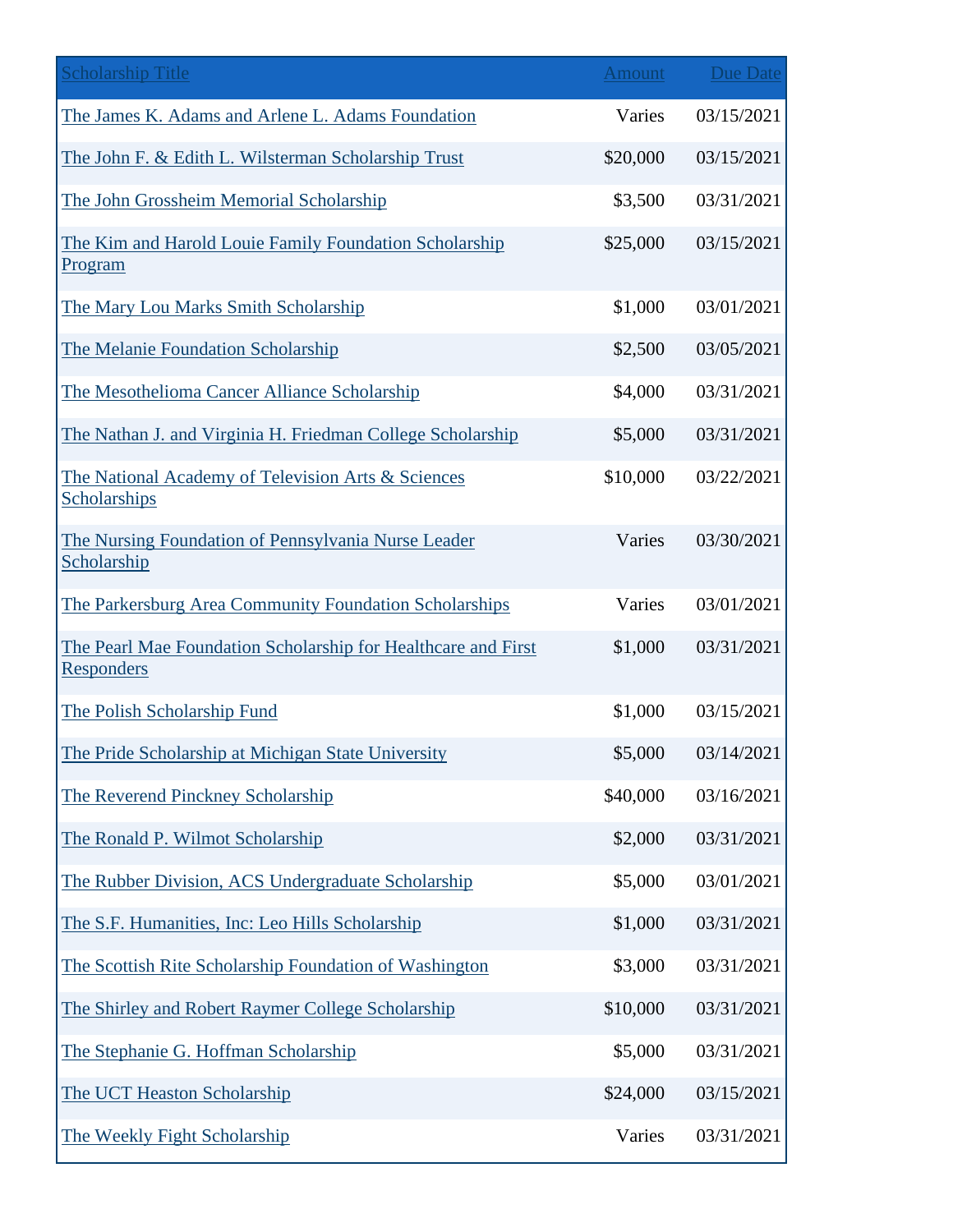| Scholarship Title | Amount | Due Date |
| --- | --- | --- |
| The James K. Adams and Arlene L. Adams Foundation | Varies | 03/15/2021 |
| The John F. & Edith L. Wilsterman Scholarship Trust | $20,000 | 03/15/2021 |
| The John Grossheim Memorial Scholarship | $3,500 | 03/31/2021 |
| The Kim and Harold Louie Family Foundation Scholarship Program | $25,000 | 03/15/2021 |
| The Mary Lou Marks Smith Scholarship | $1,000 | 03/01/2021 |
| The Melanie Foundation Scholarship | $2,500 | 03/05/2021 |
| The Mesothelioma Cancer Alliance Scholarship | $4,000 | 03/31/2021 |
| The Nathan J. and Virginia H. Friedman College Scholarship | $5,000 | 03/31/2021 |
| The National Academy of Television Arts & Sciences Scholarships | $10,000 | 03/22/2021 |
| The Nursing Foundation of Pennsylvania Nurse Leader Scholarship | Varies | 03/30/2021 |
| The Parkersburg Area Community Foundation Scholarships | Varies | 03/01/2021 |
| The Pearl Mae Foundation Scholarship for Healthcare and First Responders | $1,000 | 03/31/2021 |
| The Polish Scholarship Fund | $1,000 | 03/15/2021 |
| The Pride Scholarship at Michigan State University | $5,000 | 03/14/2021 |
| The Reverend Pinckney Scholarship | $40,000 | 03/16/2021 |
| The Ronald P. Wilmot Scholarship | $2,000 | 03/31/2021 |
| The Rubber Division, ACS Undergraduate Scholarship | $5,000 | 03/01/2021 |
| The S.F. Humanities, Inc: Leo Hills Scholarship | $1,000 | 03/31/2021 |
| The Scottish Rite Scholarship Foundation of Washington | $3,000 | 03/31/2021 |
| The Shirley and Robert Raymer College Scholarship | $10,000 | 03/31/2021 |
| The Stephanie G. Hoffman Scholarship | $5,000 | 03/31/2021 |
| The UCT Heaston Scholarship | $24,000 | 03/15/2021 |
| The Weekly Fight Scholarship | Varies | 03/31/2021 |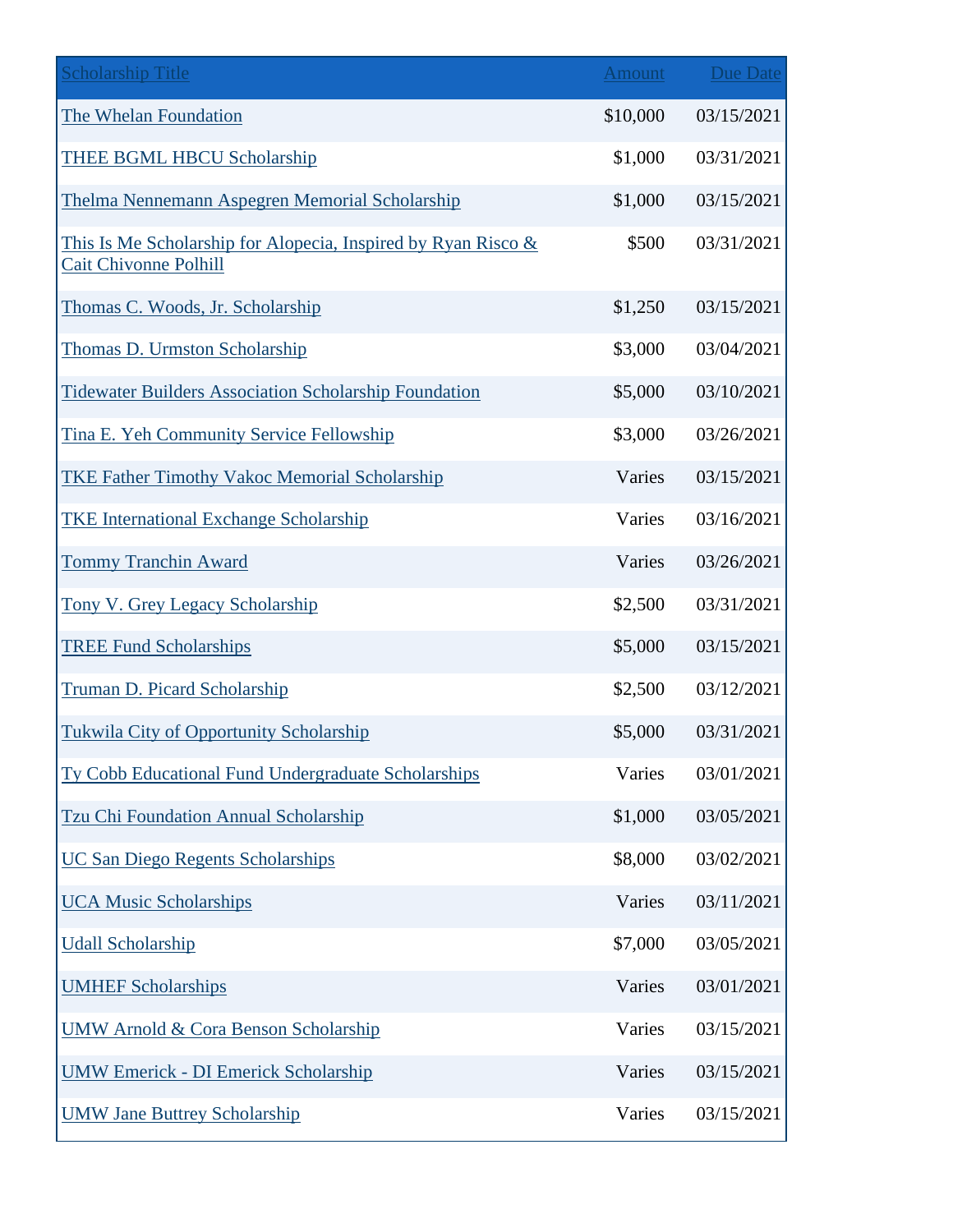| Scholarship Title | Amount | Due Date |
|---|---|---|
| The Whelan Foundation | $10,000 | 03/15/2021 |
| THEE BGML HBCU Scholarship | $1,000 | 03/31/2021 |
| Thelma Nennemann Aspegren Memorial Scholarship | $1,000 | 03/15/2021 |
| This Is Me Scholarship for Alopecia, Inspired by Ryan Risco & Cait Chivonne Polhill | $500 | 03/31/2021 |
| Thomas C. Woods, Jr. Scholarship | $1,250 | 03/15/2021 |
| Thomas D. Urmston Scholarship | $3,000 | 03/04/2021 |
| Tidewater Builders Association Scholarship Foundation | $5,000 | 03/10/2021 |
| Tina E. Yeh Community Service Fellowship | $3,000 | 03/26/2021 |
| TKE Father Timothy Vakoc Memorial Scholarship | Varies | 03/15/2021 |
| TKE International Exchange Scholarship | Varies | 03/16/2021 |
| Tommy Tranchin Award | Varies | 03/26/2021 |
| Tony V. Grey Legacy Scholarship | $2,500 | 03/31/2021 |
| TREE Fund Scholarships | $5,000 | 03/15/2021 |
| Truman D. Picard Scholarship | $2,500 | 03/12/2021 |
| Tukwila City of Opportunity Scholarship | $5,000 | 03/31/2021 |
| Ty Cobb Educational Fund Undergraduate Scholarships | Varies | 03/01/2021 |
| Tzu Chi Foundation Annual Scholarship | $1,000 | 03/05/2021 |
| UC San Diego Regents Scholarships | $8,000 | 03/02/2021 |
| UCA Music Scholarships | Varies | 03/11/2021 |
| Udall Scholarship | $7,000 | 03/05/2021 |
| UMHEF Scholarships | Varies | 03/01/2021 |
| UMW Arnold & Cora Benson Scholarship | Varies | 03/15/2021 |
| UMW Emerick - DI Emerick Scholarship | Varies | 03/15/2021 |
| UMW Jane Buttrey Scholarship | Varies | 03/15/2021 |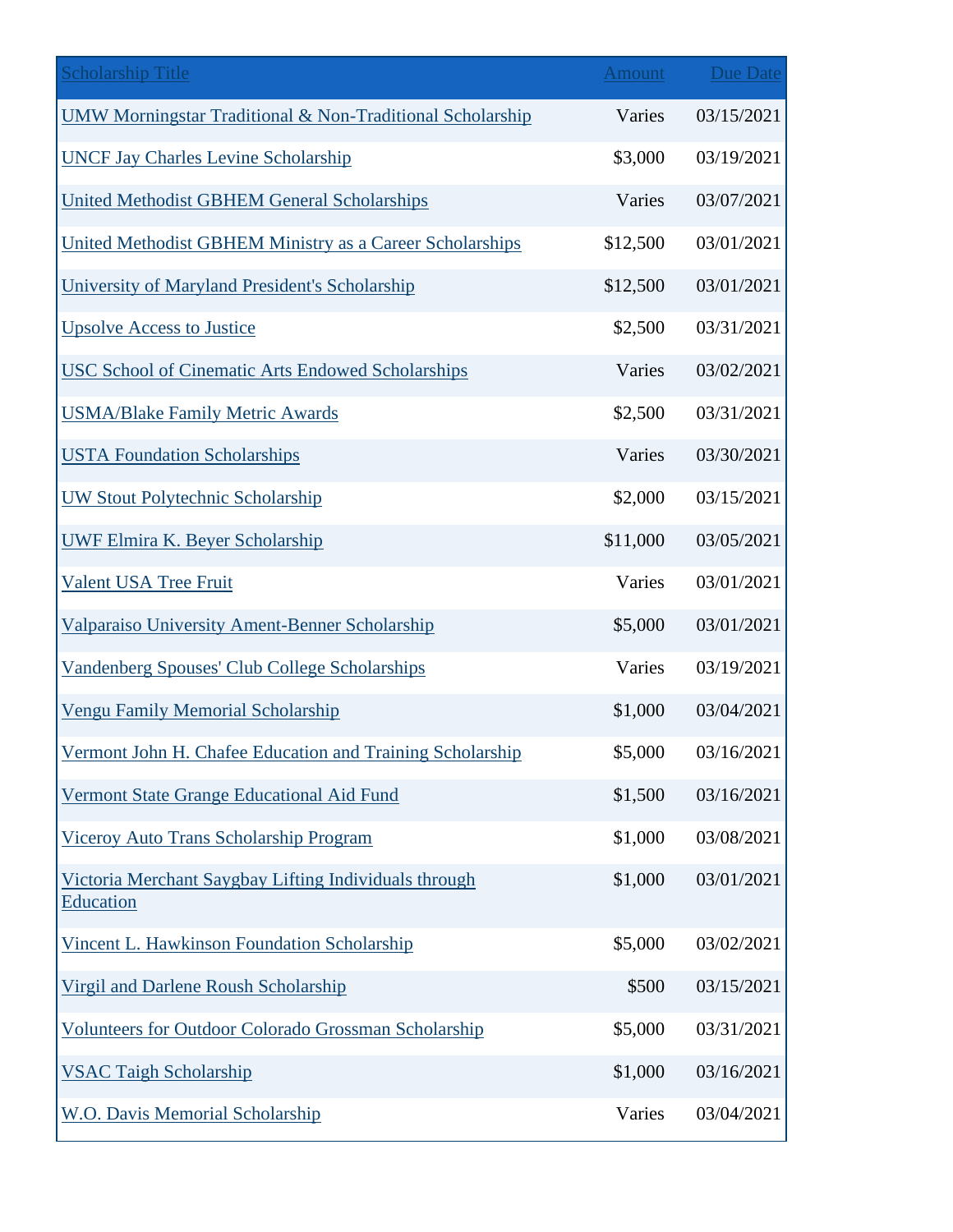| Scholarship Title | Amount | Due Date |
|---|---|---|
| UMW Morningstar Traditional & Non-Traditional Scholarship | Varies | 03/15/2021 |
| UNCF Jay Charles Levine Scholarship | $3,000 | 03/19/2021 |
| United Methodist GBHEM General Scholarships | Varies | 03/07/2021 |
| United Methodist GBHEM Ministry as a Career Scholarships | $12,500 | 03/01/2021 |
| University of Maryland President's Scholarship | $12,500 | 03/01/2021 |
| Upsolve Access to Justice | $2,500 | 03/31/2021 |
| USC School of Cinematic Arts Endowed Scholarships | Varies | 03/02/2021 |
| USMA/Blake Family Metric Awards | $2,500 | 03/31/2021 |
| USTA Foundation Scholarships | Varies | 03/30/2021 |
| UW Stout Polytechnic Scholarship | $2,000 | 03/15/2021 |
| UWF Elmira K. Beyer Scholarship | $11,000 | 03/05/2021 |
| Valent USA Tree Fruit | Varies | 03/01/2021 |
| Valparaiso University Ament-Benner Scholarship | $5,000 | 03/01/2021 |
| Vandenberg Spouses' Club College Scholarships | Varies | 03/19/2021 |
| Vengu Family Memorial Scholarship | $1,000 | 03/04/2021 |
| Vermont John H. Chafee Education and Training Scholarship | $5,000 | 03/16/2021 |
| Vermont State Grange Educational Aid Fund | $1,500 | 03/16/2021 |
| Viceroy Auto Trans Scholarship Program | $1,000 | 03/08/2021 |
| Victoria Merchant Saygbay Lifting Individuals through Education | $1,000 | 03/01/2021 |
| Vincent L. Hawkinson Foundation Scholarship | $5,000 | 03/02/2021 |
| Virgil and Darlene Roush Scholarship | $500 | 03/15/2021 |
| Volunteers for Outdoor Colorado Grossman Scholarship | $5,000 | 03/31/2021 |
| VSAC Taigh Scholarship | $1,000 | 03/16/2021 |
| W.O. Davis Memorial Scholarship | Varies | 03/04/2021 |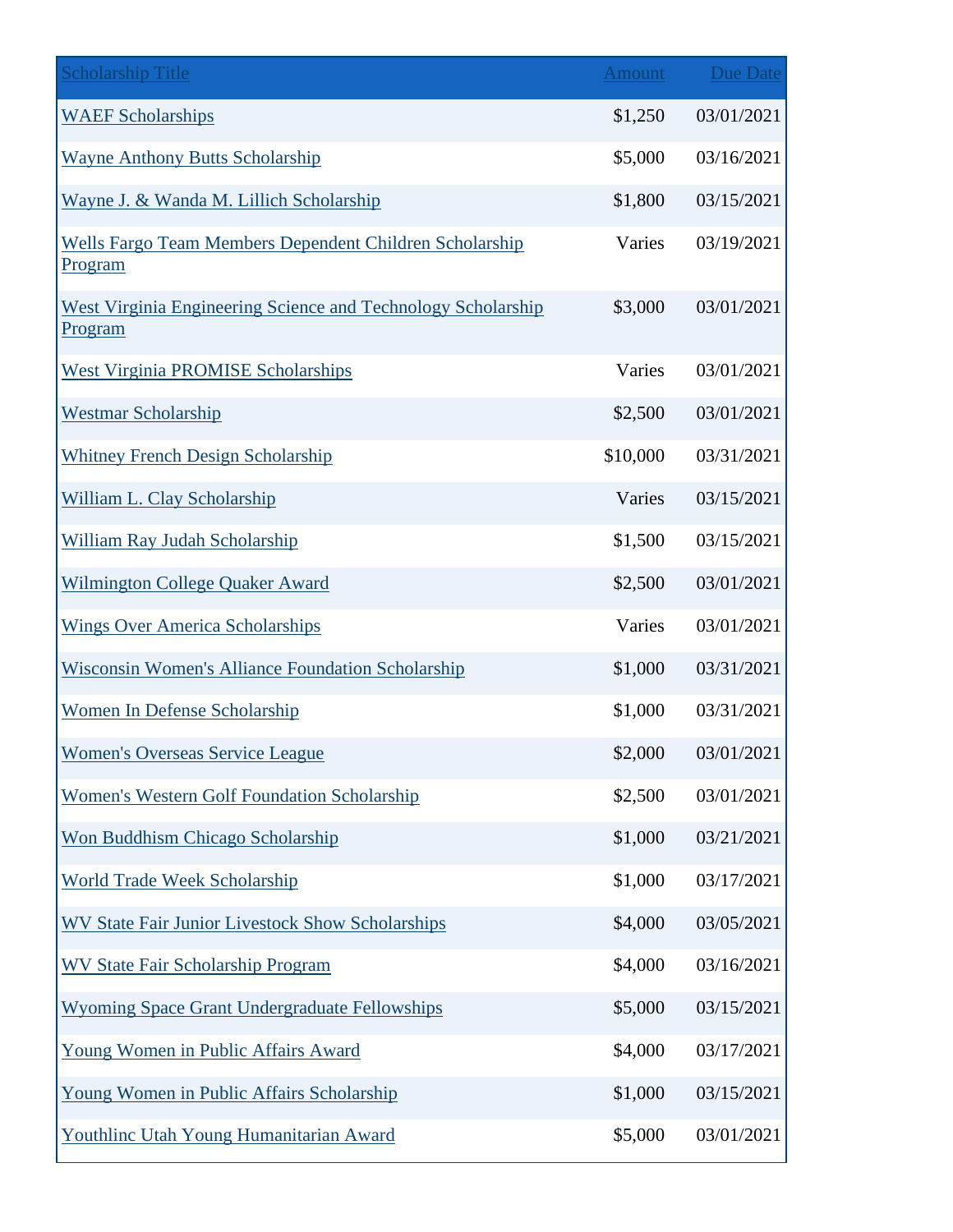| Scholarship Title | Amount | Due Date |
| --- | --- | --- |
| WAEF Scholarships | $1,250 | 03/01/2021 |
| Wayne Anthony Butts Scholarship | $5,000 | 03/16/2021 |
| Wayne J. & Wanda M. Lillich Scholarship | $1,800 | 03/15/2021 |
| Wells Fargo Team Members Dependent Children Scholarship Program | Varies | 03/19/2021 |
| West Virginia Engineering Science and Technology Scholarship Program | $3,000 | 03/01/2021 |
| West Virginia PROMISE Scholarships | Varies | 03/01/2021 |
| Westmar Scholarship | $2,500 | 03/01/2021 |
| Whitney French Design Scholarship | $10,000 | 03/31/2021 |
| William L. Clay Scholarship | Varies | 03/15/2021 |
| William Ray Judah Scholarship | $1,500 | 03/15/2021 |
| Wilmington College Quaker Award | $2,500 | 03/01/2021 |
| Wings Over America Scholarships | Varies | 03/01/2021 |
| Wisconsin Women's Alliance Foundation Scholarship | $1,000 | 03/31/2021 |
| Women In Defense Scholarship | $1,000 | 03/31/2021 |
| Women's Overseas Service League | $2,000 | 03/01/2021 |
| Women's Western Golf Foundation Scholarship | $2,500 | 03/01/2021 |
| Won Buddhism Chicago Scholarship | $1,000 | 03/21/2021 |
| World Trade Week Scholarship | $1,000 | 03/17/2021 |
| WV State Fair Junior Livestock Show Scholarships | $4,000 | 03/05/2021 |
| WV State Fair Scholarship Program | $4,000 | 03/16/2021 |
| Wyoming Space Grant Undergraduate Fellowships | $5,000 | 03/15/2021 |
| Young Women in Public Affairs Award | $4,000 | 03/17/2021 |
| Young Women in Public Affairs Scholarship | $1,000 | 03/15/2021 |
| Youthlinc Utah Young Humanitarian Award | $5,000 | 03/01/2021 |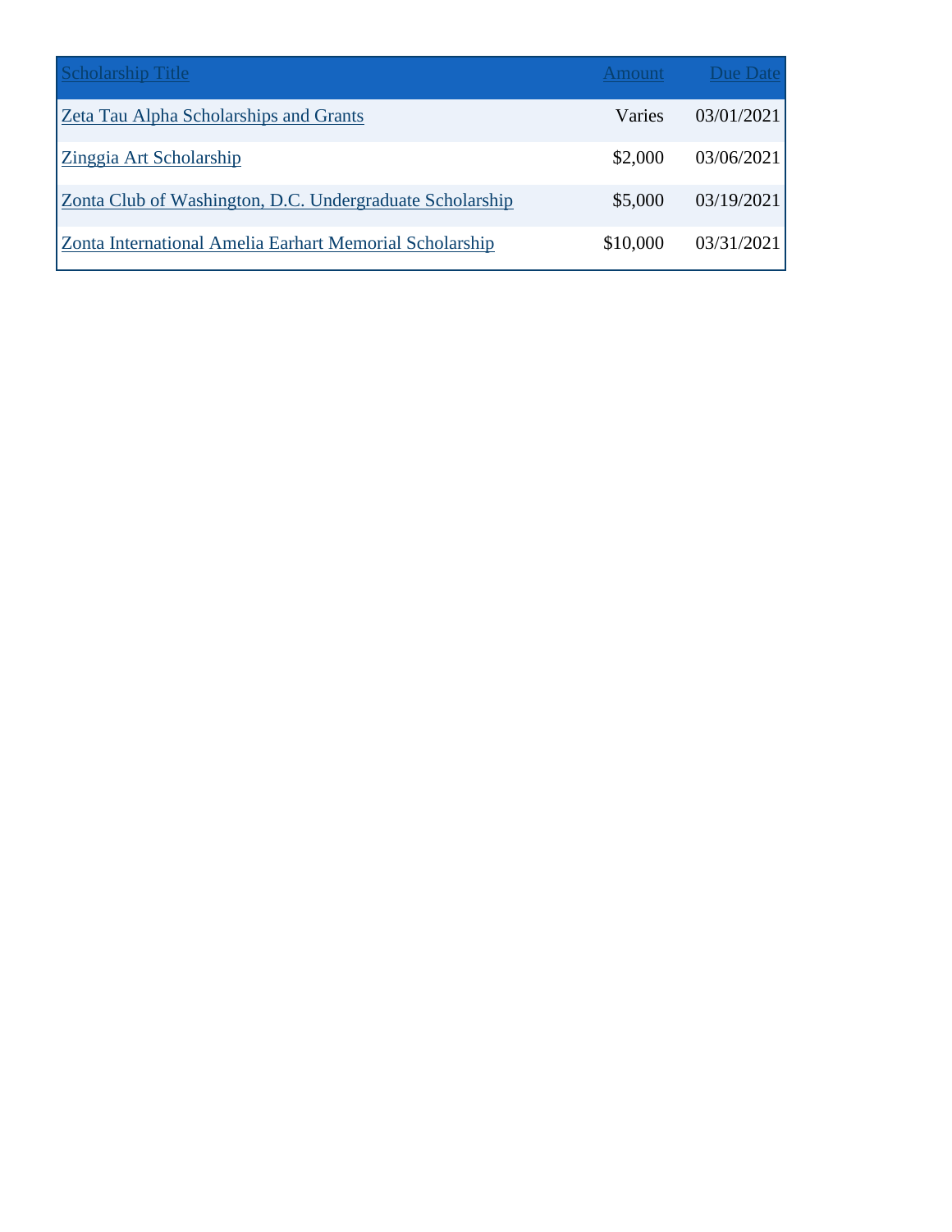| Scholarship Title | Amount | Due Date |
| --- | --- | --- |
| Zeta Tau Alpha Scholarships and Grants | Varies | 03/01/2021 |
| Zinggia Art Scholarship | $2,000 | 03/06/2021 |
| Zonta Club of Washington, D.C. Undergraduate Scholarship | $5,000 | 03/19/2021 |
| Zonta International Amelia Earhart Memorial Scholarship | $10,000 | 03/31/2021 |